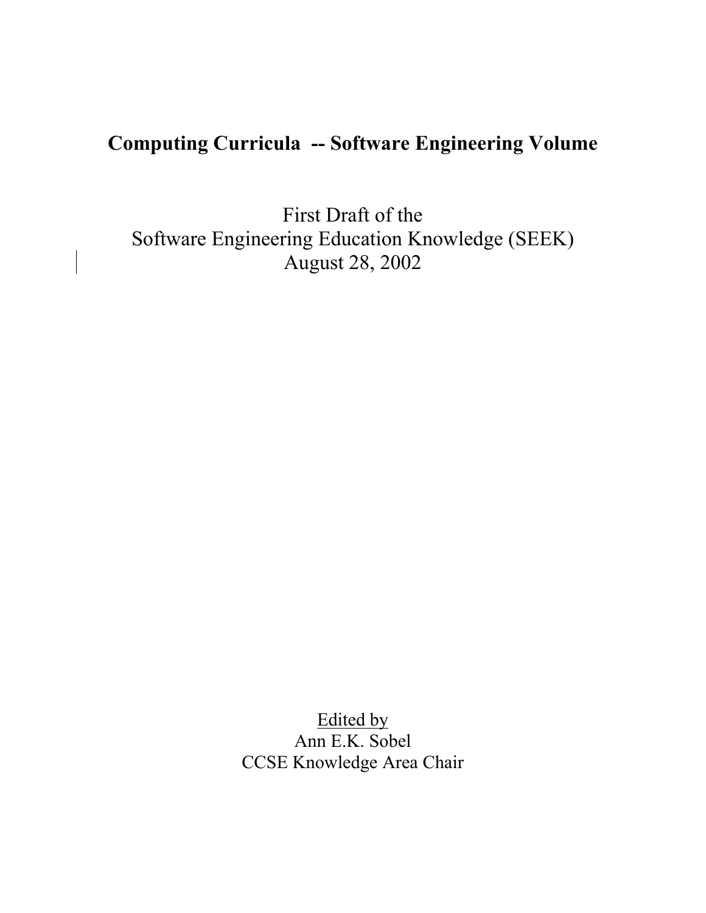# Computing Curricula -- Software Engineering Volume

First Draft of the
Software Engineering Education Knowledge (SEEK)
August 28, 2002

Edited by
Ann E.K. Sobel
CCSE Knowledge Area Chair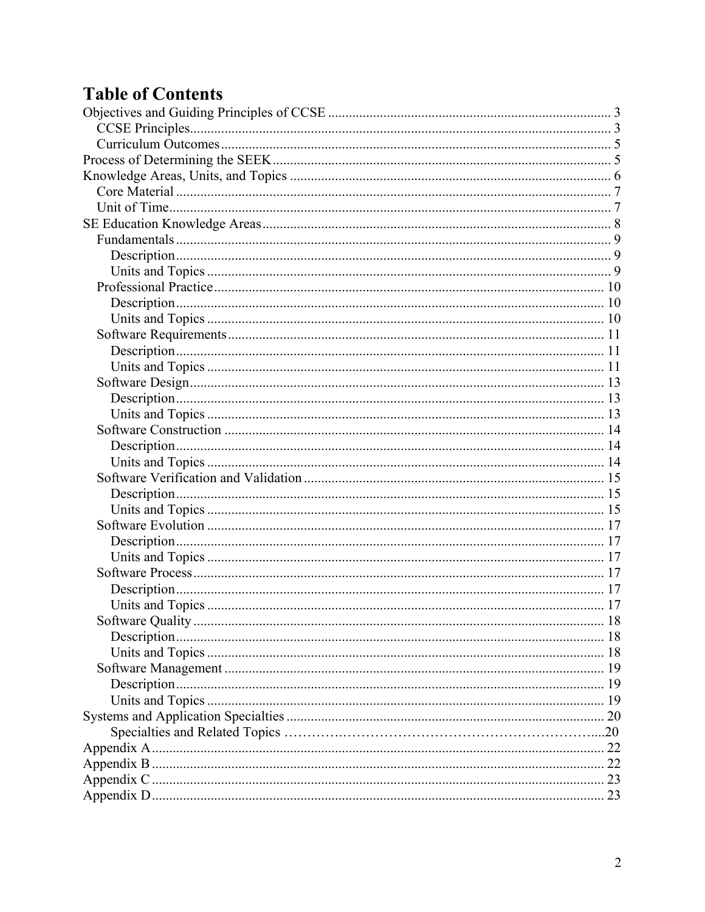# Table of Contents

Objectives and Guiding Principles of CCSE ..... 3
- CCSE Principles ..... 3
- Curriculum Outcomes ..... 5

Process of Determining the SEEK ..... 5

Knowledge Areas, Units, and Topics ..... 6
- Core Material ..... 7
- Unit of Time ..... 7

SE Education Knowledge Areas ..... 8
- Fundamentals ..... 9
  - Description ..... 9
  - Units and Topics ..... 9
- Professional Practice ..... 10
  - Description ..... 10
  - Units and Topics ..... 10
- Software Requirements ..... 11
  - Description ..... 11
  - Units and Topics ..... 11
- Software Design ..... 13
  - Description ..... 13
  - Units and Topics ..... 13
- Software Construction ..... 14
  - Description ..... 14
  - Units and Topics ..... 14
- Software Verification and Validation ..... 15
  - Description ..... 15
  - Units and Topics ..... 15
- Software Evolution ..... 17
  - Description ..... 17
  - Units and Topics ..... 17
- Software Process ..... 17
  - Description ..... 17
  - Units and Topics ..... 17
- Software Quality ..... 18
  - Description ..... 18
  - Units and Topics ..... 18
- Software Management ..... 19
  - Description ..... 19
  - Units and Topics ..... 19

Systems and Application Specialties ..... 20
- Specialties and Related Topics ..... 20

Appendix A ..... 22

Appendix B ..... 22

Appendix C ..... 23

Appendix D ..... 23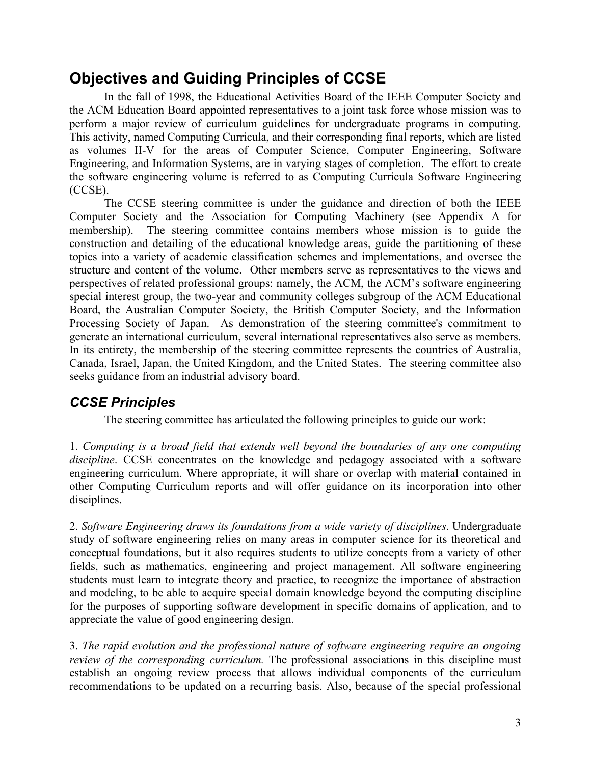## Objectives and Guiding Principles of CCSE

In the fall of 1998, the Educational Activities Board of the IEEE Computer Society and the ACM Education Board appointed representatives to a joint task force whose mission was to perform a major review of curriculum guidelines for undergraduate programs in computing. This activity, named Computing Curricula, and their corresponding final reports, which are listed as volumes II-V for the areas of Computer Science, Computer Engineering, Software Engineering, and Information Systems, are in varying stages of completion. The effort to create the software engineering volume is referred to as Computing Curricula Software Engineering (CCSE).

The CCSE steering committee is under the guidance and direction of both the IEEE Computer Society and the Association for Computing Machinery (see Appendix A for membership). The steering committee contains members whose mission is to guide the construction and detailing of the educational knowledge areas, guide the partitioning of these topics into a variety of academic classification schemes and implementations, and oversee the structure and content of the volume. Other members serve as representatives to the views and perspectives of related professional groups: namely, the ACM, the ACM's software engineering special interest group, the two-year and community colleges subgroup of the ACM Educational Board, the Australian Computer Society, the British Computer Society, and the Information Processing Society of Japan. As demonstration of the steering committee's commitment to generate an international curriculum, several international representatives also serve as members. In its entirety, the membership of the steering committee represents the countries of Australia, Canada, Israel, Japan, the United Kingdom, and the United States. The steering committee also seeks guidance from an industrial advisory board.

### *CCSE Principles*

The steering committee has articulated the following principles to guide our work:

1. *Computing is a broad field that extends well beyond the boundaries of any one computing discipline*. CCSE concentrates on the knowledge and pedagogy associated with a software engineering curriculum. Where appropriate, it will share or overlap with material contained in other Computing Curriculum reports and will offer guidance on its incorporation into other disciplines.

2. *Software Engineering draws its foundations from a wide variety of disciplines*. Undergraduate study of software engineering relies on many areas in computer science for its theoretical and conceptual foundations, but it also requires students to utilize concepts from a variety of other fields, such as mathematics, engineering and project management. All software engineering students must learn to integrate theory and practice, to recognize the importance of abstraction and modeling, to be able to acquire special domain knowledge beyond the computing discipline for the purposes of supporting software development in specific domains of application, and to appreciate the value of good engineering design.

3. *The rapid evolution and the professional nature of software engineering require an ongoing review of the corresponding curriculum.* The professional associations in this discipline must establish an ongoing review process that allows individual components of the curriculum recommendations to be updated on a recurring basis. Also, because of the special professional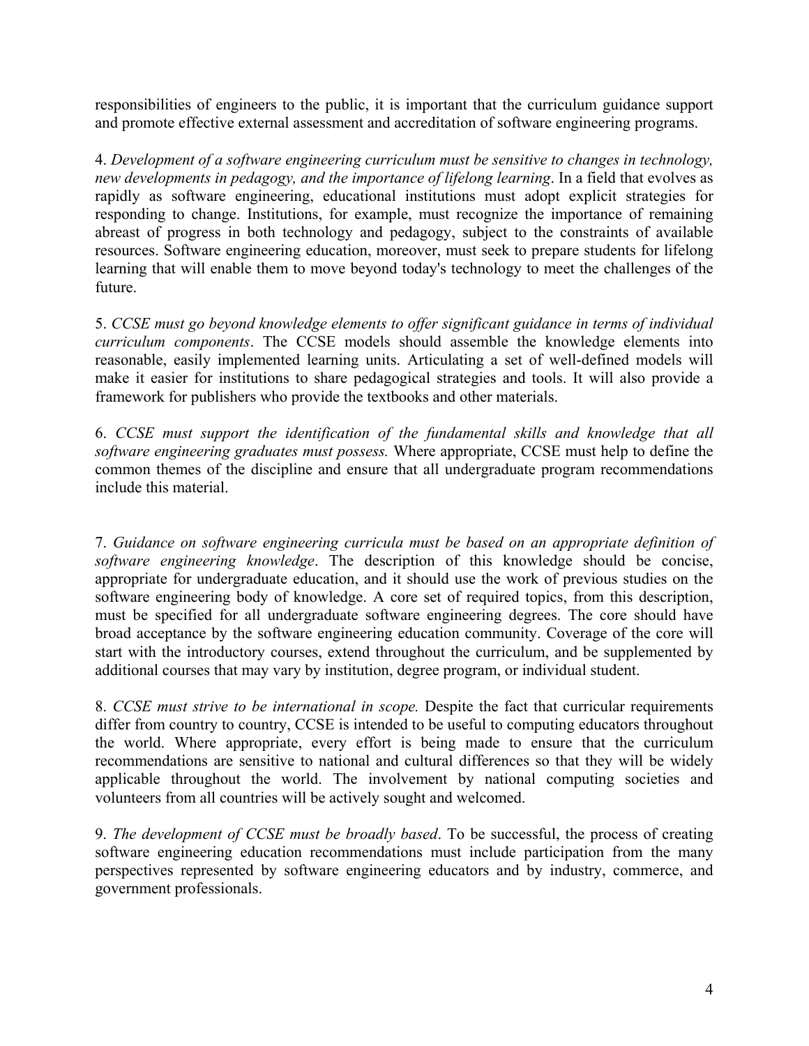responsibilities of engineers to the public, it is important that the curriculum guidance support and promote effective external assessment and accreditation of software engineering programs.

4. *Development of a software engineering curriculum must be sensitive to changes in technology, new developments in pedagogy, and the importance of lifelong learning*. In a field that evolves as rapidly as software engineering, educational institutions must adopt explicit strategies for responding to change. Institutions, for example, must recognize the importance of remaining abreast of progress in both technology and pedagogy, subject to the constraints of available resources. Software engineering education, moreover, must seek to prepare students for lifelong learning that will enable them to move beyond today's technology to meet the challenges of the future.

5. *CCSE must go beyond knowledge elements to offer significant guidance in terms of individual curriculum components*. The CCSE models should assemble the knowledge elements into reasonable, easily implemented learning units. Articulating a set of well-defined models will make it easier for institutions to share pedagogical strategies and tools. It will also provide a framework for publishers who provide the textbooks and other materials.

6. *CCSE must support the identification of the fundamental skills and knowledge that all software engineering graduates must possess.* Where appropriate, CCSE must help to define the common themes of the discipline and ensure that all undergraduate program recommendations include this material.

7. *Guidance on software engineering curricula must be based on an appropriate definition of software engineering knowledge*. The description of this knowledge should be concise, appropriate for undergraduate education, and it should use the work of previous studies on the software engineering body of knowledge. A core set of required topics, from this description, must be specified for all undergraduate software engineering degrees. The core should have broad acceptance by the software engineering education community. Coverage of the core will start with the introductory courses, extend throughout the curriculum, and be supplemented by additional courses that may vary by institution, degree program, or individual student.

8. *CCSE must strive to be international in scope.* Despite the fact that curricular requirements differ from country to country, CCSE is intended to be useful to computing educators throughout the world. Where appropriate, every effort is being made to ensure that the curriculum recommendations are sensitive to national and cultural differences so that they will be widely applicable throughout the world. The involvement by national computing societies and volunteers from all countries will be actively sought and welcomed.

9. *The development of CCSE must be broadly based*. To be successful, the process of creating software engineering education recommendations must include participation from the many perspectives represented by software engineering educators and by industry, commerce, and government professionals.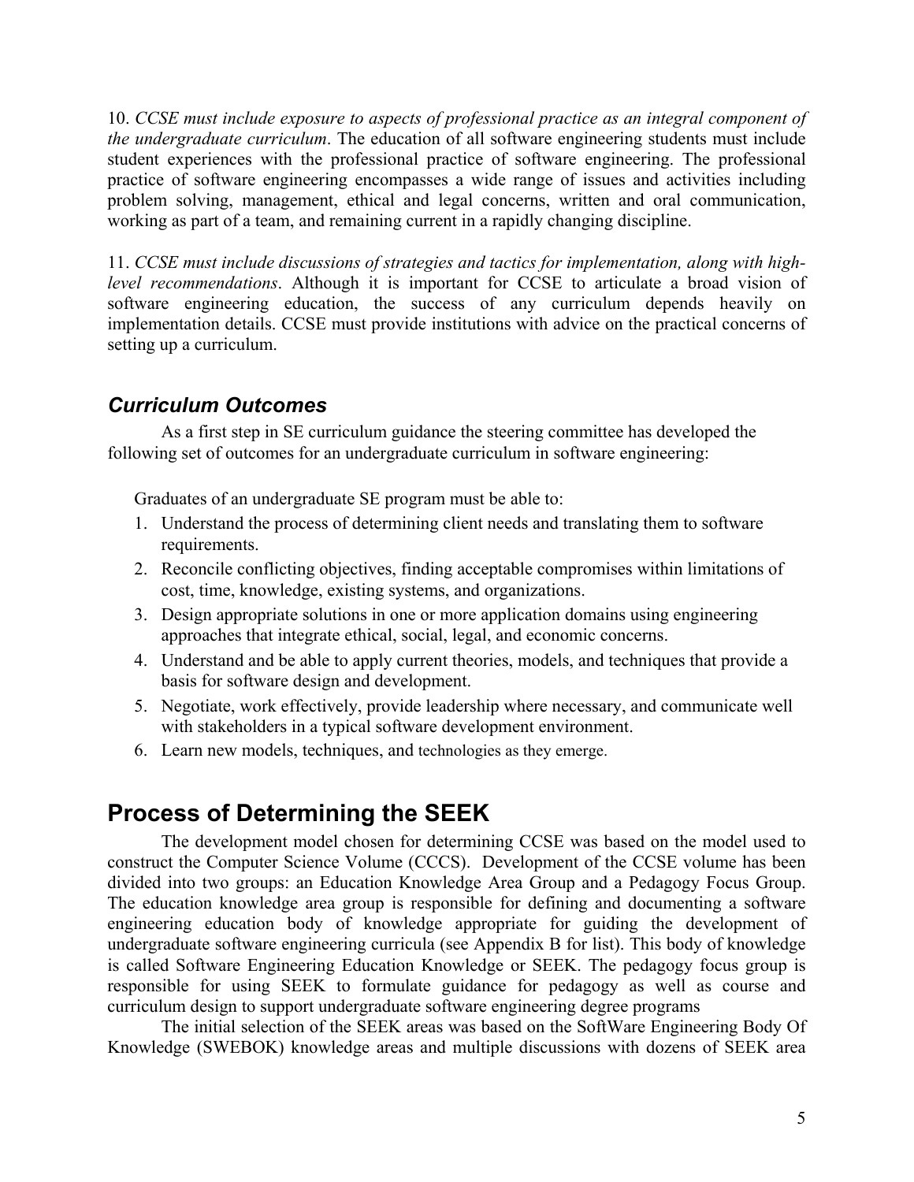10. *CCSE must include exposure to aspects of professional practice as an integral component of the undergraduate curriculum*. The education of all software engineering students must include student experiences with the professional practice of software engineering. The professional practice of software engineering encompasses a wide range of issues and activities including problem solving, management, ethical and legal concerns, written and oral communication, working as part of a team, and remaining current in a rapidly changing discipline.

11. *CCSE must include discussions of strategies and tactics for implementation, along with high-level recommendations*. Although it is important for CCSE to articulate a broad vision of software engineering education, the success of any curriculum depends heavily on implementation details. CCSE must provide institutions with advice on the practical concerns of setting up a curriculum.

### *Curriculum Outcomes*

As a first step in SE curriculum guidance the steering committee has developed the following set of outcomes for an undergraduate curriculum in software engineering:

Graduates of an undergraduate SE program must be able to:

1. Understand the process of determining client needs and translating them to software requirements.
2. Reconcile conflicting objectives, finding acceptable compromises within limitations of cost, time, knowledge, existing systems, and organizations.
3. Design appropriate solutions in one or more application domains using engineering approaches that integrate ethical, social, legal, and economic concerns.
4. Understand and be able to apply current theories, models, and techniques that provide a basis for software design and development.
5. Negotiate, work effectively, provide leadership where necessary, and communicate well with stakeholders in a typical software development environment.
6. Learn new models, techniques, and technologies as they emerge.

## Process of Determining the SEEK

The development model chosen for determining CCSE was based on the model used to construct the Computer Science Volume (CCCS). Development of the CCSE volume has been divided into two groups: an Education Knowledge Area Group and a Pedagogy Focus Group. The education knowledge area group is responsible for defining and documenting a software engineering education body of knowledge appropriate for guiding the development of undergraduate software engineering curricula (see Appendix B for list). This body of knowledge is called Software Engineering Education Knowledge or SEEK. The pedagogy focus group is responsible for using SEEK to formulate guidance for pedagogy as well as course and curriculum design to support undergraduate software engineering degree programs

The initial selection of the SEEK areas was based on the SoftWare Engineering Body Of Knowledge (SWEBOK) knowledge areas and multiple discussions with dozens of SEEK area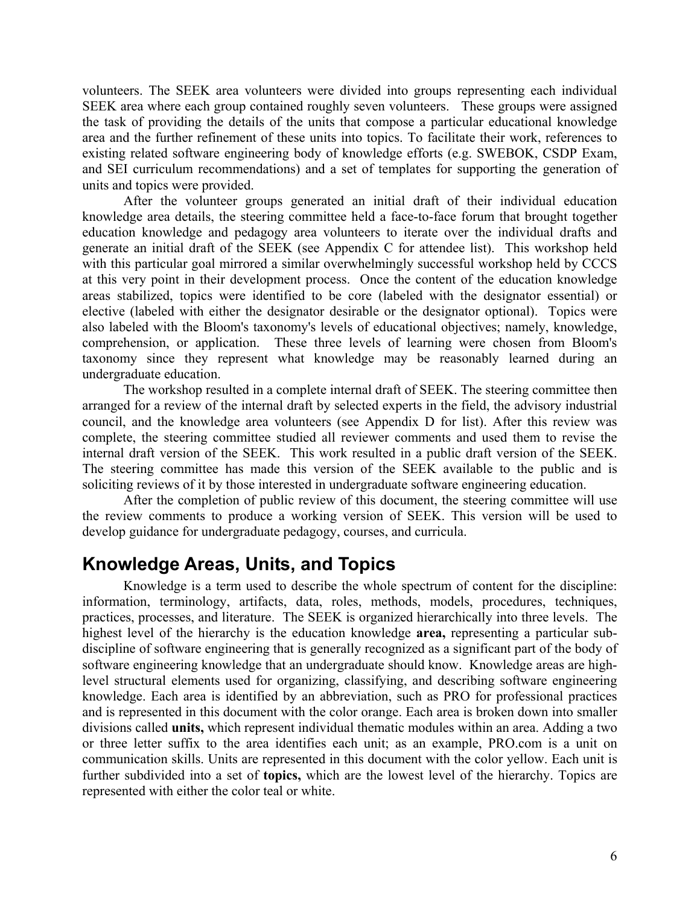volunteers. The SEEK area volunteers were divided into groups representing each individual SEEK area where each group contained roughly seven volunteers. These groups were assigned the task of providing the details of the units that compose a particular educational knowledge area and the further refinement of these units into topics. To facilitate their work, references to existing related software engineering body of knowledge efforts (e.g. SWEBOK, CSDP Exam, and SEI curriculum recommendations) and a set of templates for supporting the generation of units and topics were provided.

After the volunteer groups generated an initial draft of their individual education knowledge area details, the steering committee held a face-to-face forum that brought together education knowledge and pedagogy area volunteers to iterate over the individual drafts and generate an initial draft of the SEEK (see Appendix C for attendee list). This workshop held with this particular goal mirrored a similar overwhelmingly successful workshop held by CCCS at this very point in their development process. Once the content of the education knowledge areas stabilized, topics were identified to be core (labeled with the designator essential) or elective (labeled with either the designator desirable or the designator optional). Topics were also labeled with the Bloom's taxonomy's levels of educational objectives; namely, knowledge, comprehension, or application. These three levels of learning were chosen from Bloom's taxonomy since they represent what knowledge may be reasonably learned during an undergraduate education.

The workshop resulted in a complete internal draft of SEEK. The steering committee then arranged for a review of the internal draft by selected experts in the field, the advisory industrial council, and the knowledge area volunteers (see Appendix D for list). After this review was complete, the steering committee studied all reviewer comments and used them to revise the internal draft version of the SEEK. This work resulted in a public draft version of the SEEK. The steering committee has made this version of the SEEK available to the public and is soliciting reviews of it by those interested in undergraduate software engineering education.

After the completion of public review of this document, the steering committee will use the review comments to produce a working version of SEEK. This version will be used to develop guidance for undergraduate pedagogy, courses, and curricula.

## Knowledge Areas, Units, and Topics

Knowledge is a term used to describe the whole spectrum of content for the discipline: information, terminology, artifacts, data, roles, methods, models, procedures, techniques, practices, processes, and literature. The SEEK is organized hierarchically into three levels. The highest level of the hierarchy is the education knowledge **area,** representing a particular sub-discipline of software engineering that is generally recognized as a significant part of the body of software engineering knowledge that an undergraduate should know. Knowledge areas are high-level structural elements used for organizing, classifying, and describing software engineering knowledge. Each area is identified by an abbreviation, such as PRO for professional practices and is represented in this document with the color orange. Each area is broken down into smaller divisions called **units,** which represent individual thematic modules within an area. Adding a two or three letter suffix to the area identifies each unit; as an example, PRO.com is a unit on communication skills. Units are represented in this document with the color yellow. Each unit is further subdivided into a set of **topics,** which are the lowest level of the hierarchy. Topics are represented with either the color teal or white.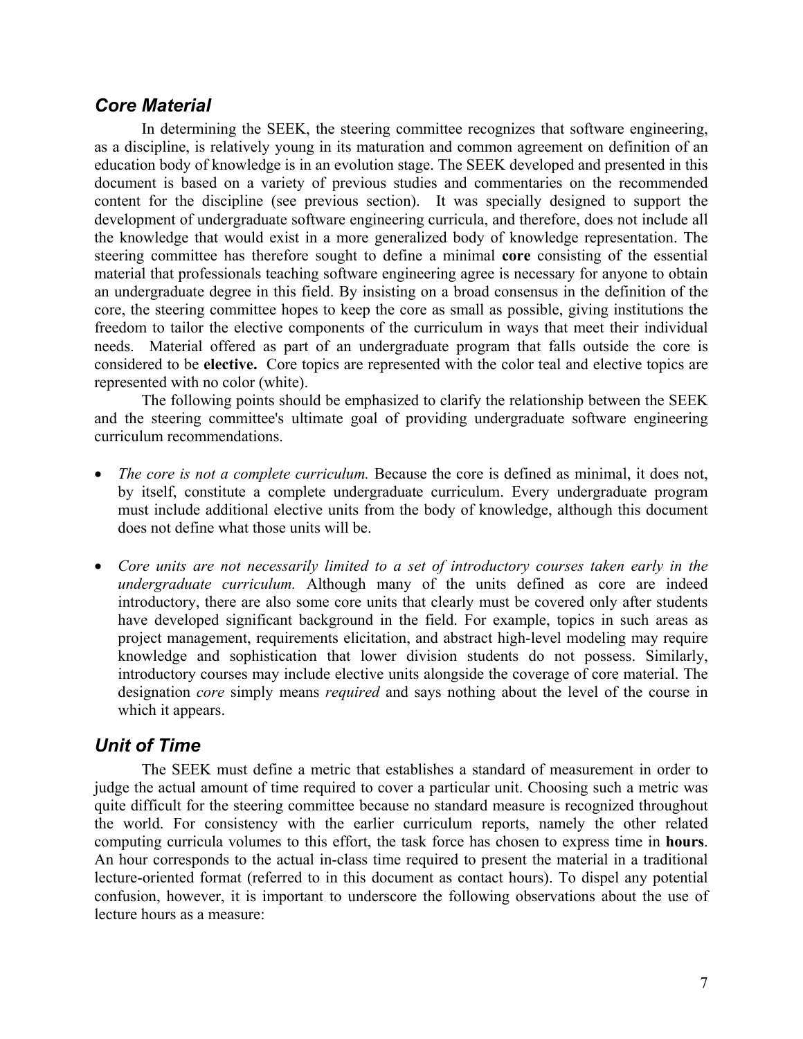## Core Material

In determining the SEEK, the steering committee recognizes that software engineering, as a discipline, is relatively young in its maturation and common agreement on definition of an education body of knowledge is in an evolution stage. The SEEK developed and presented in this document is based on a variety of previous studies and commentaries on the recommended content for the discipline (see previous section). It was specially designed to support the development of undergraduate software engineering curricula, and therefore, does not include all the knowledge that would exist in a more generalized body of knowledge representation. The steering committee has therefore sought to define a minimal **core** consisting of the essential material that professionals teaching software engineering agree is necessary for anyone to obtain an undergraduate degree in this field. By insisting on a broad consensus in the definition of the core, the steering committee hopes to keep the core as small as possible, giving institutions the freedom to tailor the elective components of the curriculum in ways that meet their individual needs. Material offered as part of an undergraduate program that falls outside the core is considered to be **elective.** Core topics are represented with the color teal and elective topics are represented with no color (white).

The following points should be emphasized to clarify the relationship between the SEEK and the steering committee's ultimate goal of providing undergraduate software engineering curriculum recommendations.

- *The core is not a complete curriculum.* Because the core is defined as minimal, it does not, by itself, constitute a complete undergraduate curriculum. Every undergraduate program must include additional elective units from the body of knowledge, although this document does not define what those units will be.

- *Core units are not necessarily limited to a set of introductory courses taken early in the undergraduate curriculum.* Although many of the units defined as core are indeed introductory, there are also some core units that clearly must be covered only after students have developed significant background in the field. For example, topics in such areas as project management, requirements elicitation, and abstract high-level modeling may require knowledge and sophistication that lower division students do not possess. Similarly, introductory courses may include elective units alongside the coverage of core material. The designation *core* simply means *required* and says nothing about the level of the course in which it appears.

## Unit of Time

The SEEK must define a metric that establishes a standard of measurement in order to judge the actual amount of time required to cover a particular unit. Choosing such a metric was quite difficult for the steering committee because no standard measure is recognized throughout the world. For consistency with the earlier curriculum reports, namely the other related computing curricula volumes to this effort, the task force has chosen to express time in **hours**. An hour corresponds to the actual in-class time required to present the material in a traditional lecture-oriented format (referred to in this document as contact hours). To dispel any potential confusion, however, it is important to underscore the following observations about the use of lecture hours as a measure: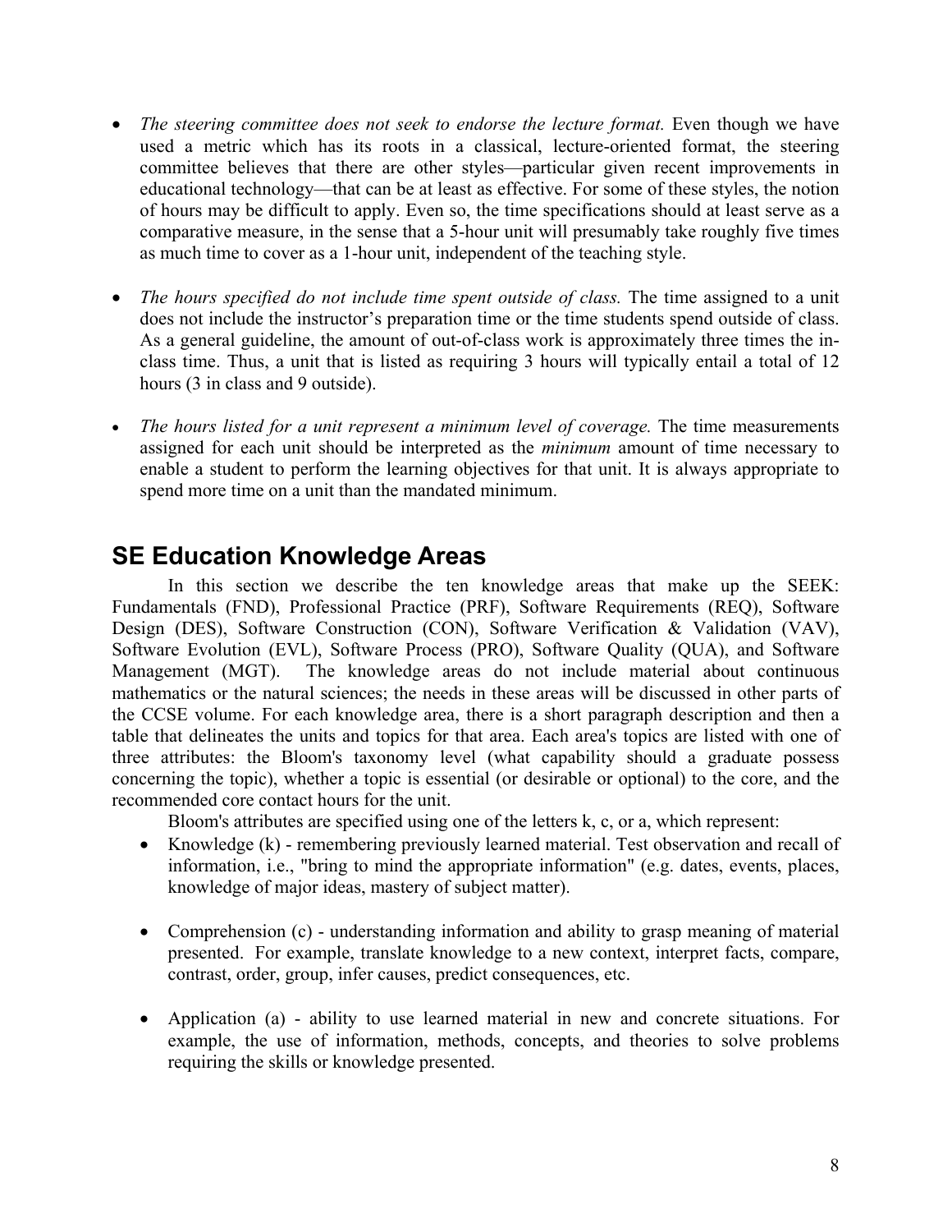- *The steering committee does not seek to endorse the lecture format.* Even though we have used a metric which has its roots in a classical, lecture-oriented format, the steering committee believes that there are other styles—particular given recent improvements in educational technology—that can be at least as effective. For some of these styles, the notion of hours may be difficult to apply. Even so, the time specifications should at least serve as a comparative measure, in the sense that a 5-hour unit will presumably take roughly five times as much time to cover as a 1-hour unit, independent of the teaching style.

- *The hours specified do not include time spent outside of class.* The time assigned to a unit does not include the instructor's preparation time or the time students spend outside of class. As a general guideline, the amount of out-of-class work is approximately three times the in-class time. Thus, a unit that is listed as requiring 3 hours will typically entail a total of 12 hours (3 in class and 9 outside).

- *The hours listed for a unit represent a minimum level of coverage.* The time measurements assigned for each unit should be interpreted as the *minimum* amount of time necessary to enable a student to perform the learning objectives for that unit. It is always appropriate to spend more time on a unit than the mandated minimum.

## SE Education Knowledge Areas

In this section we describe the ten knowledge areas that make up the SEEK: Fundamentals (FND), Professional Practice (PRF), Software Requirements (REQ), Software Design (DES), Software Construction (CON), Software Verification & Validation (VAV), Software Evolution (EVL), Software Process (PRO), Software Quality (QUA), and Software Management (MGT). The knowledge areas do not include material about continuous mathematics or the natural sciences; the needs in these areas will be discussed in other parts of the CCSE volume. For each knowledge area, there is a short paragraph description and then a table that delineates the units and topics for that area. Each area's topics are listed with one of three attributes: the Bloom's taxonomy level (what capability should a graduate possess concerning the topic), whether a topic is essential (or desirable or optional) to the core, and the recommended core contact hours for the unit.

Bloom's attributes are specified using one of the letters k, c, or a, which represent:

- Knowledge (k) - remembering previously learned material. Test observation and recall of information, i.e., "bring to mind the appropriate information" (e.g. dates, events, places, knowledge of major ideas, mastery of subject matter).

- Comprehension (c) - understanding information and ability to grasp meaning of material presented. For example, translate knowledge to a new context, interpret facts, compare, contrast, order, group, infer causes, predict consequences, etc.

- Application (a) - ability to use learned material in new and concrete situations. For example, the use of information, methods, concepts, and theories to solve problems requiring the skills or knowledge presented.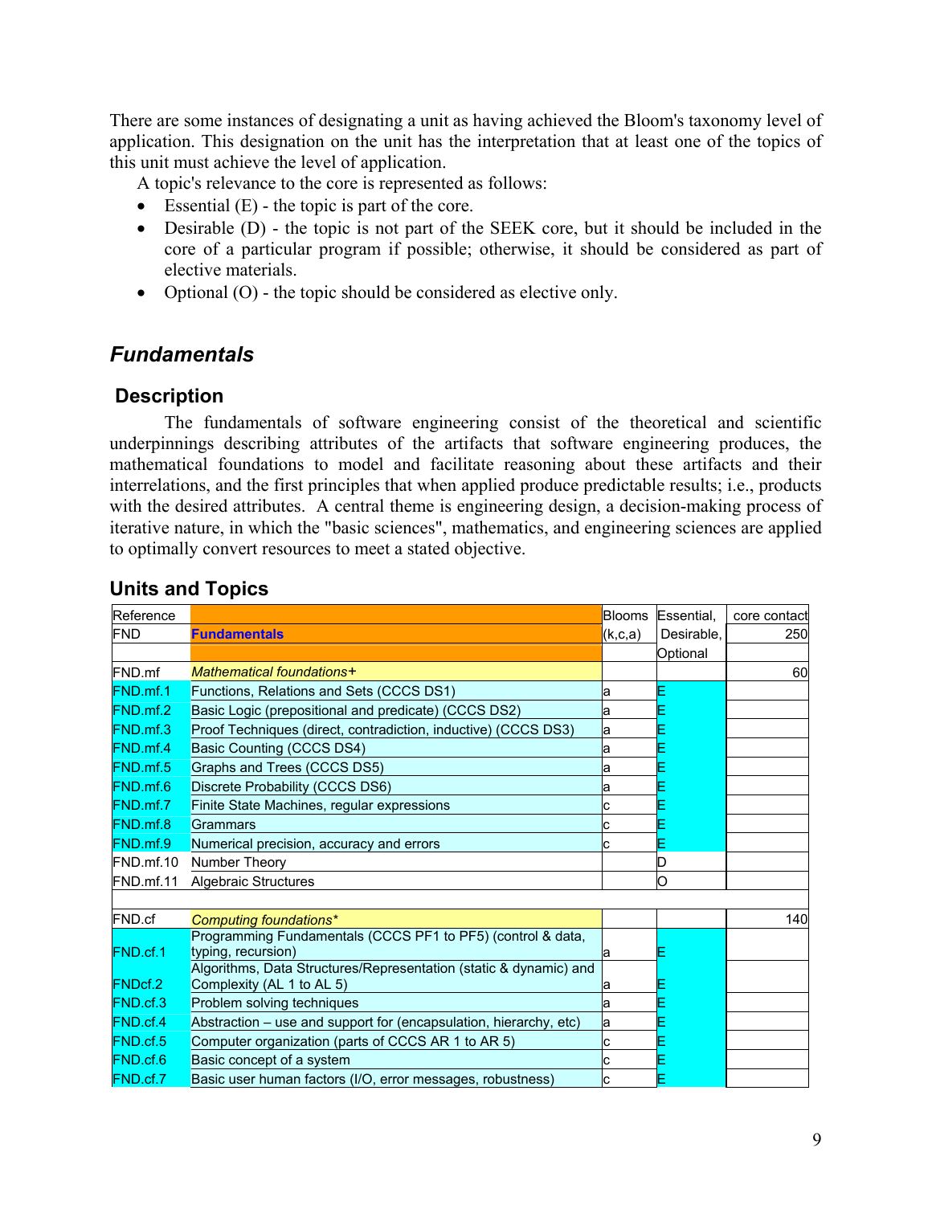There are some instances of designating a unit as having achieved the Bloom's taxonomy level of application. This designation on the unit has the interpretation that at least one of the topics of this unit must achieve the level of application.

A topic's relevance to the core is represented as follows:

- Essential (E) - the topic is part of the core.
- Desirable (D) - the topic is not part of the SEEK core, but it should be included in the core of a particular program if possible; otherwise, it should be considered as part of elective materials.
- Optional (O) - the topic should be considered as elective only.

## *Fundamentals*

### Description

The fundamentals of software engineering consist of the theoretical and scientific underpinnings describing attributes of the artifacts that software engineering produces, the mathematical foundations to model and facilitate reasoning about these artifacts and their interrelations, and the first principles that when applied produce predictable results; i.e., products with the desired attributes. A central theme is engineering design, a decision-making process of iterative nature, in which the "basic sciences", mathematics, and engineering sciences are applied to optimally convert resources to meet a stated objective.

### Units and Topics

| Reference | | Blooms | Essential, | core contact |
|---|---|---|---|---|
| FND | **Fundamentals** | (k,c,a) | Desirable, | 250 |
| | | | Optional | |
| FND.mf | *Mathematical foundations+* | | | 60 |
| FND.mf.1 | Functions, Relations and Sets (CCCS DS1) | a | E | |
| FND.mf.2 | Basic Logic (prepositional and predicate) (CCCS DS2) | a | E | |
| FND.mf.3 | Proof Techniques (direct, contradiction, inductive) (CCCS DS3) | a | E | |
| FND.mf.4 | Basic Counting (CCCS DS4) | a | E | |
| FND.mf.5 | Graphs and Trees (CCCS DS5) | a | E | |
| FND.mf.6 | Discrete Probability (CCCS DS6) | a | E | |
| FND.mf.7 | Finite State Machines, regular expressions | c | E | |
| FND.mf.8 | Grammars | c | E | |
| FND.mf.9 | Numerical precision, accuracy and errors | c | E | |
| FND.mf.10 | Number Theory | | D | |
| FND.mf.11 | Algebraic Structures | | O | |
| | | | | |
| FND.cf | *Computing foundations** | | | 140 |
| FND.cf.1 | Programming Fundamentals (CCCS PF1 to PF5) (control & data, typing, recursion) | a | E | |
| FNDcf.2 | Algorithms, Data Structures/Representation (static & dynamic) and Complexity (AL 1 to AL 5) | a | E | |
| FND.cf.3 | Problem solving techniques | a | E | |
| FND.cf.4 | Abstraction – use and support for (encapsulation, hierarchy, etc) | a | E | |
| FND.cf.5 | Computer organization (parts of CCCS AR 1 to AR 5) | c | E | |
| FND.cf.6 | Basic concept of a system | c | E | |
| FND.cf.7 | Basic user human factors (I/O, error messages, robustness) | c | E | |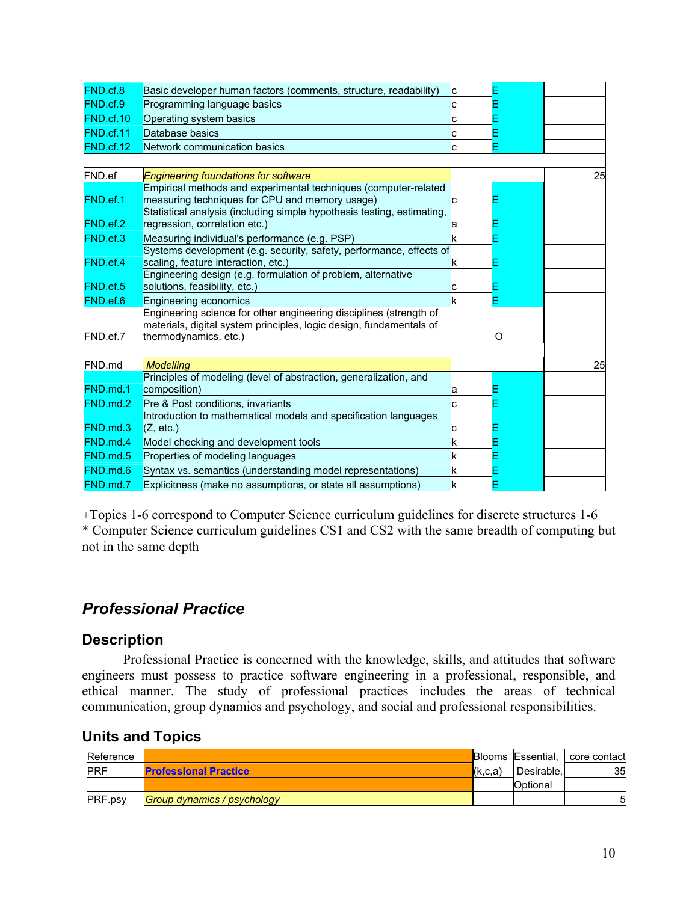| | | | | |
|---|---|---|---|---|
| FND.cf.8 | Basic developer human factors (comments, structure, readability) | c | E | |
| FND.cf.9 | Programming language basics | c | E | |
| FND.cf.10 | Operating system basics | c | E | |
| FND.cf.11 | Database basics | c | E | |
| FND.cf.12 | Network communication basics | c | E | |
| | | | | |
| FND.ef | *Engineering foundations for software* | | | 25 |
| FND.ef.1 | Empirical methods and experimental techniques (computer-related measuring techniques for CPU and memory usage) | c | E | |
| FND.ef.2 | Statistical analysis (including simple hypothesis testing, estimating, regression, correlation etc.) | a | E | |
| FND.ef.3 | Measuring individual's performance (e.g. PSP) | k | E | |
| FND.ef.4 | Systems development (e.g. security, safety, performance, effects of scaling, feature interaction, etc.) | k | E | |
| FND.ef.5 | Engineering design (e.g. formulation of problem, alternative solutions, feasibility, etc.) | c | E | |
| FND.ef.6 | Engineering economics | k | E | |
| FND.ef.7 | Engineering science for other engineering disciplines (strength of materials, digital system principles, logic design, fundamentals of thermodynamics, etc.) | | O | |
| | | | | |
| FND.md | *Modelling* | | | 25 |
| FND.md.1 | Principles of modeling (level of abstraction, generalization, and composition) | a | E | |
| FND.md.2 | Pre & Post conditions, invariants | c | E | |
| FND.md.3 | Introduction to mathematical models and specification languages (Z, etc.) | c | E | |
| FND.md.4 | Model checking and development tools | k | E | |
| FND.md.5 | Properties of modeling languages | k | E | |
| FND.md.6 | Syntax vs. semantics (understanding model representations) | k | E | |
| FND.md.7 | Explicitness (make no assumptions, or state all assumptions) | k | E | |

+Topics 1-6 correspond to Computer Science curriculum guidelines for discrete structures 1-6
* Computer Science curriculum guidelines CS1 and CS2 with the same breadth of computing but not in the same depth

## *Professional Practice*

### Description

Professional Practice is concerned with the knowledge, skills, and attitudes that software engineers must possess to practice software engineering in a professional, responsible, and ethical manner. The study of professional practices includes the areas of technical communication, group dynamics and psychology, and social and professional responsibilities.

### Units and Topics

| Reference | | Blooms (k,c,a) | Essential, Desirable, Optional | core contact |
|---|---|---|---|---|
| PRF | **Professional Practice** | | | 35 |
| | | | | |
| PRF.psy | *Group dynamics / psychology* | | | 5 |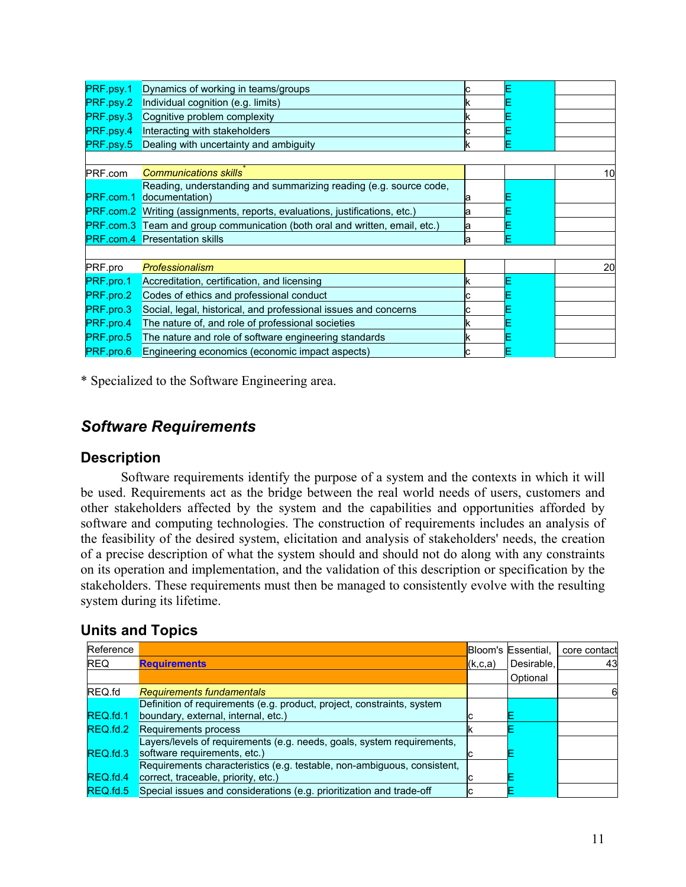| | | | | |
|---|---|---|---|---|
| PRF.psy.1 | Dynamics of working in teams/groups | c | E | |
| PRF.psy.2 | Individual cognition (e.g. limits) | k | E | |
| PRF.psy.3 | Cognitive problem complexity | k | E | |
| PRF.psy.4 | Interacting with stakeholders | c | E | |
| PRF.psy.5 | Dealing with uncertainty and ambiguity | k | E | |
| | | | | |
| PRF.com | *Communications skills* * | | | 10 |
| PRF.com.1 | Reading, understanding and summarizing reading (e.g. source code, documentation) | a | E | |
| PRF.com.2 | Writing (assignments, reports, evaluations, justifications, etc.) | a | E | |
| PRF.com.3 | Team and group communication (both oral and written, email, etc.) | a | E | |
| PRF.com.4 | Presentation skills | a | E | |
| | | | | |
| PRF.pro | *Professionalism* | | | 20 |
| PRF.pro.1 | Accreditation, certification, and licensing | k | E | |
| PRF.pro.2 | Codes of ethics and professional conduct | c | E | |
| PRF.pro.3 | Social, legal, historical, and professional issues and concerns | c | E | |
| PRF.pro.4 | The nature of, and role of professional societies | k | E | |
| PRF.pro.5 | The nature and role of software engineering standards | k | E | |
| PRF.pro.6 | Engineering economics (economic impact aspects) | c | E | |

\* Specialized to the Software Engineering area.

## *Software Requirements*

### Description

Software requirements identify the purpose of a system and the contexts in which it will be used. Requirements act as the bridge between the real world needs of users, customers and other stakeholders affected by the system and the capabilities and opportunities afforded by software and computing technologies. The construction of requirements includes an analysis of the feasibility of the desired system, elicitation and analysis of stakeholders' needs, the creation of a precise description of what the system should and should not do along with any constraints on its operation and implementation, and the validation of this description or specification by the stakeholders. These requirements must then be managed to consistently evolve with the resulting system during its lifetime.

### Units and Topics

| Reference | | Bloom's | Essential, | core contact |
|---|---|---|---|---|
| REQ | **Requirements** | (k,c,a) | Desirable, | 43 |
| | | | Optional | |
| REQ.fd | *Requirements fundamentals* | | | 6 |
| REQ.fd.1 | Definition of requirements (e.g. product, project, constraints, system boundary, external, internal, etc.) | c | E | |
| REQ.fd.2 | Requirements process | k | E | |
| REQ.fd.3 | Layers/levels of requirements (e.g. needs, goals, system requirements, software requirements, etc.) | c | E | |
| REQ.fd.4 | Requirements characteristics (e.g. testable, non-ambiguous, consistent, correct, traceable, priority, etc.) | c | E | |
| REQ.fd.5 | Special issues and considerations (e.g. prioritization and trade-off | c | E | |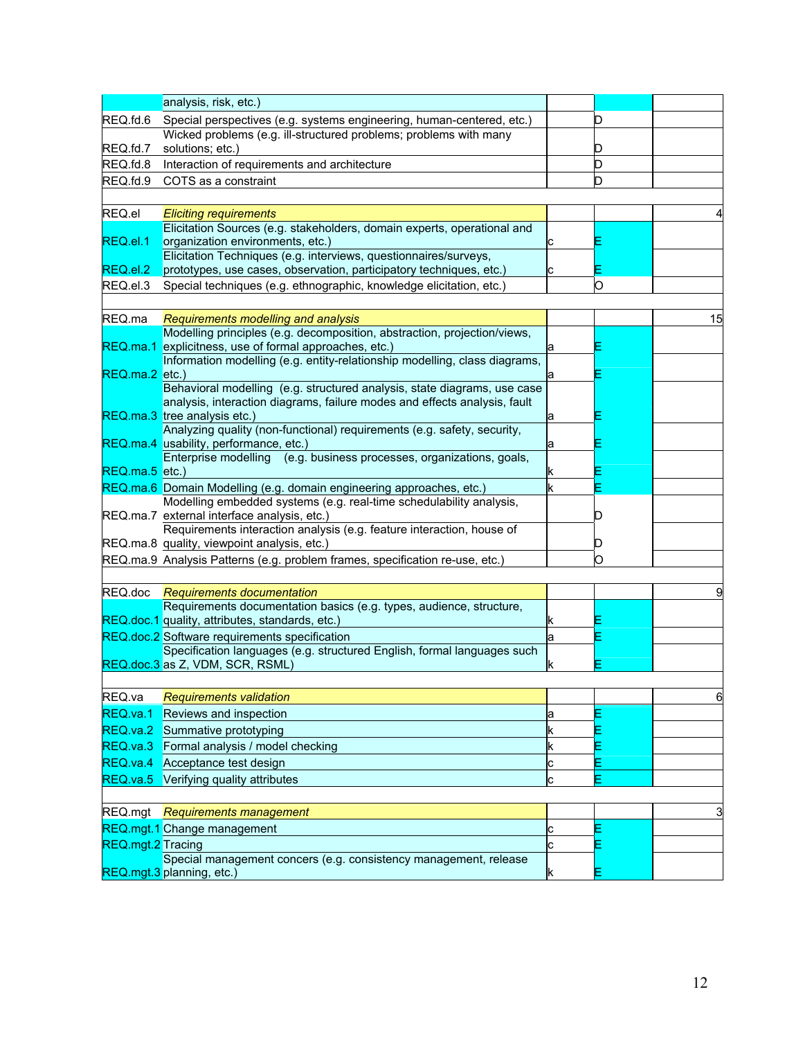| | | | | |
|---|---|---|---|---|
| | analysis, risk, etc.) | | | |
| REQ.fd.6 | Special perspectives (e.g. systems engineering, human-centered, etc.) | | D | |
| REQ.fd.7 | Wicked problems (e.g. ill-structured problems; problems with many solutions; etc.) | | D | |
| REQ.fd.8 | Interaction of requirements and architecture | | D | |
| REQ.fd.9 | COTS as a constraint | | D | |
| | | | | |
| REQ.el | *Eliciting requirements* | | | 4 |
| REQ.el.1 | Elicitation Sources (e.g. stakeholders, domain experts, operational and organization environments, etc.) | c | E | |
| REQ.el.2 | Elicitation Techniques (e.g. interviews, questionnaires/surveys, prototypes, use cases, observation, participatory techniques, etc.) | c | E | |
| REQ.el.3 | Special techniques (e.g. ethnographic, knowledge elicitation, etc.) | | O | |
| | | | | |
| REQ.ma | *Requirements modelling and analysis* | | | 15 |
| REQ.ma.1 | Modelling principles (e.g. decomposition, abstraction, projection/views, explicitness, use of formal approaches, etc.) | a | E | |
| REQ.ma.2 | Information modelling (e.g. entity-relationship modelling, class diagrams, etc.) | a | E | |
| REQ.ma.3 | Behavioral modelling (e.g. structured analysis, state diagrams, use case analysis, interaction diagrams, failure modes and effects analysis, fault tree analysis etc.) | a | E | |
| REQ.ma.4 | Analyzing quality (non-functional) requirements (e.g. safety, security, usability, performance, etc.) | a | E | |
| REQ.ma.5 | Enterprise modelling (e.g. business processes, organizations, goals, etc.) | k | E | |
| REQ.ma.6 | Domain Modelling (e.g. domain engineering approaches, etc.) | k | E | |
| REQ.ma.7 | Modelling embedded systems (e.g. real-time schedulability analysis, external interface analysis, etc.) | | D | |
| REQ.ma.8 | Requirements interaction analysis (e.g. feature interaction, house of quality, viewpoint analysis, etc.) | | D | |
| REQ.ma.9 | Analysis Patterns (e.g. problem frames, specification re-use, etc.) | | O | |
| | | | | |
| REQ.doc | *Requirements documentation* | | | 9 |
| REQ.doc.1 | Requirements documentation basics (e.g. types, audience, structure, quality, attributes, standards, etc.) | k | E | |
| REQ.doc.2 | Software requirements specification | a | E | |
| REQ.doc.3 | Specification languages (e.g. structured English, formal languages such as Z, VDM, SCR, RSML) | k | E | |
| | | | | |
| REQ.va | *Requirements validation* | | | 6 |
| REQ.va.1 | Reviews and inspection | a | E | |
| REQ.va.2 | Summative prototyping | k | E | |
| REQ.va.3 | Formal analysis / model checking | k | E | |
| REQ.va.4 | Acceptance test design | c | E | |
| REQ.va.5 | Verifying quality attributes | c | E | |
| | | | | |
| REQ.mgt | *Requirements management* | | | 3 |
| REQ.mgt.1 | Change management | c | E | |
| REQ.mgt.2 | Tracing | c | E | |
| REQ.mgt.3 | Special management concers (e.g. consistency management, release planning, etc.) | k | E | |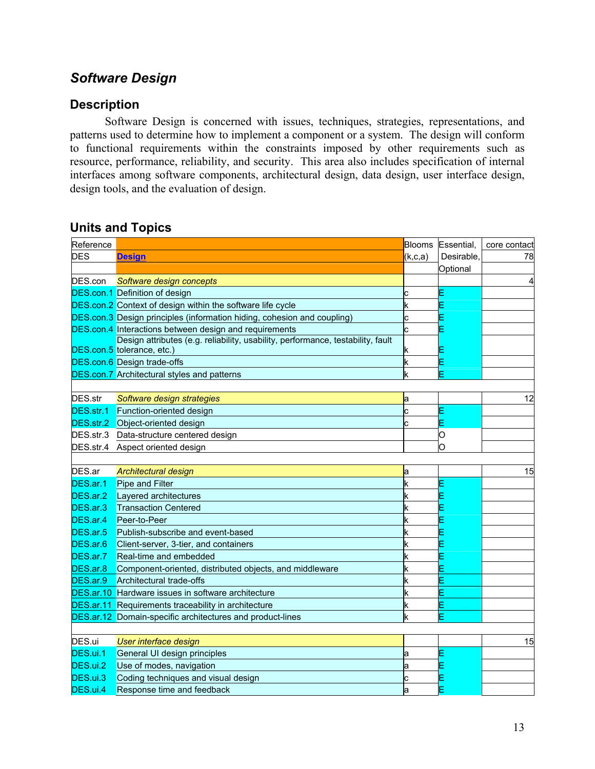## *Software Design*

### Description

Software Design is concerned with issues, techniques, strategies, representations, and patterns used to determine how to implement a component or a system. The design will conform to functional requirements within the constraints imposed by other requirements such as resource, performance, reliability, and security. This area also includes specification of internal interfaces among software components, architectural design, data design, user interface design, design tools, and the evaluation of design.

### Units and Topics

| Reference | | Blooms (k,c,a) | Essential, Desirable, Optional | core contact |
|---|---|---|---|---|
| DES | **Design** | | | 78 |
| DES.con | *Software design concepts* | | | 4 |
| DES.con.1 | Definition of design | c | E | |
| DES.con.2 | Context of design within the software life cycle | k | E | |
| DES.con.3 | Design principles (information hiding, cohesion and coupling) | c | E | |
| DES.con.4 | Interactions between design and requirements | c | E | |
| DES.con.5 | Design attributes (e.g. reliability, usability, performance, testability, fault tolerance, etc.) | k | E | |
| DES.con.6 | Design trade-offs | k | E | |
| DES.con.7 | Architectural styles and patterns | k | E | |
| | | | | |
| DES.str | *Software design strategies* | a | | 12 |
| DES.str.1 | Function-oriented design | c | E | |
| DES.str.2 | Object-oriented design | c | E | |
| DES.str.3 | Data-structure centered design | | O | |
| DES.str.4 | Aspect oriented design | | O | |
| | | | | |
| DES.ar | *Architectural design* | a | | 15 |
| DES.ar.1 | Pipe and Filter | k | E | |
| DES.ar.2 | Layered architectures | k | E | |
| DES.ar.3 | Transaction Centered | k | E | |
| DES.ar.4 | Peer-to-Peer | k | E | |
| DES.ar.5 | Publish-subscribe and event-based | k | E | |
| DES.ar.6 | Client-server, 3-tier, and containers | k | E | |
| DES.ar.7 | Real-time and embedded | k | E | |
| DES.ar.8 | Component-oriented, distributed objects, and middleware | k | E | |
| DES.ar.9 | Architectural trade-offs | k | E | |
| DES.ar.10 | Hardware issues in software architecture | k | E | |
| DES.ar.11 | Requirements traceability in architecture | k | E | |
| DES.ar.12 | Domain-specific architectures and product-lines | k | E | |
| | | | | |
| DES.ui | *User interface design* | | | 15 |
| DES.ui.1 | General UI design principles | a | E | |
| DES.ui.2 | Use of modes, navigation | a | E | |
| DES.ui.3 | Coding techniques and visual design | c | E | |
| DES.ui.4 | Response time and feedback | a | E | |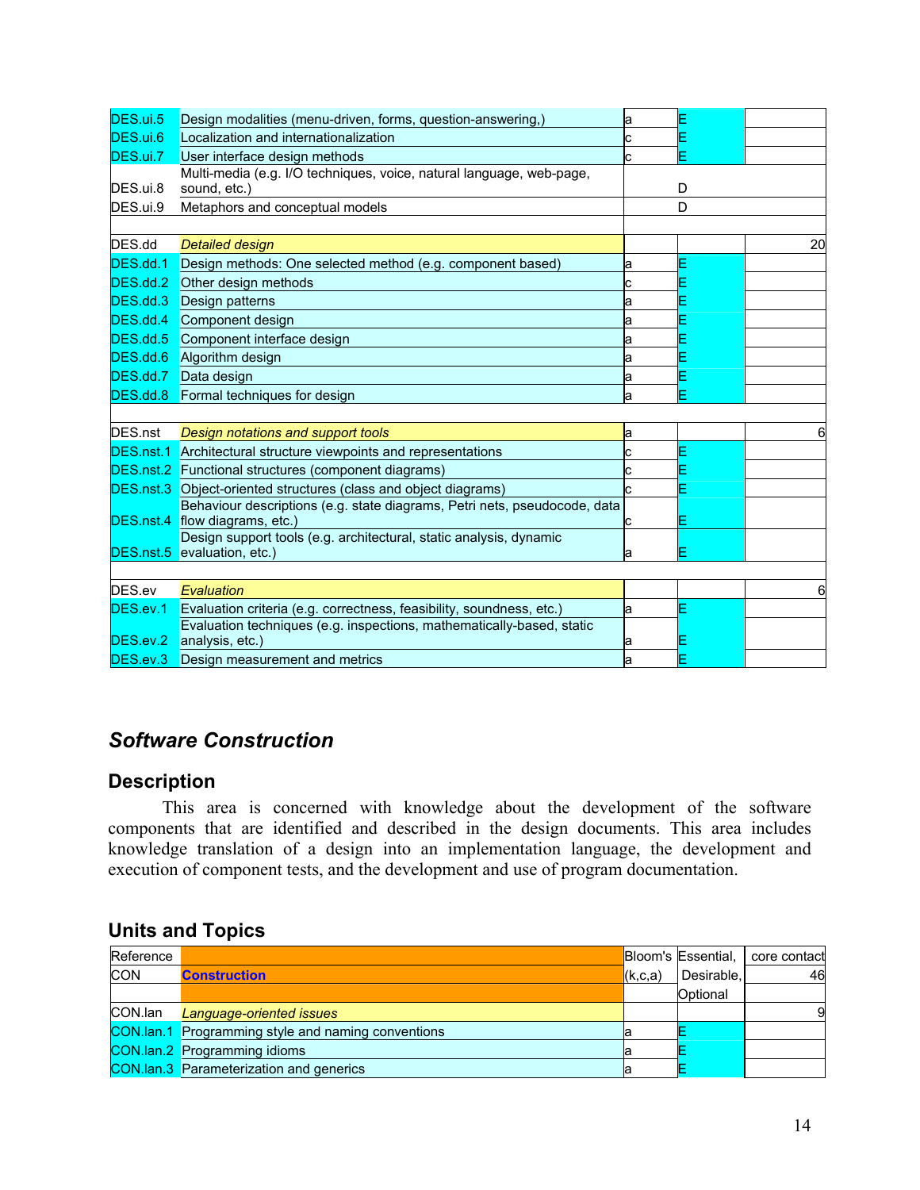| | | | | |
|---|---|---|---|---|
| DES.ui.5 | Design modalities (menu-driven, forms, question-answering,) | a | E | |
| DES.ui.6 | Localization and internationalization | c | E | |
| DES.ui.7 | User interface design methods | c | E | |
| DES.ui.8 | Multi-media (e.g. I/O techniques, voice, natural language, web-page, sound, etc.) | | D | |
| DES.ui.9 | Metaphors and conceptual models | | D | |
| | | | | |
| DES.dd | *Detailed design* | | | 20 |
| DES.dd.1 | Design methods: One selected method (e.g. component based) | a | E | |
| DES.dd.2 | Other design methods | c | E | |
| DES.dd.3 | Design patterns | a | E | |
| DES.dd.4 | Component design | a | E | |
| DES.dd.5 | Component interface design | a | E | |
| DES.dd.6 | Algorithm design | a | E | |
| DES.dd.7 | Data design | a | E | |
| DES.dd.8 | Formal techniques for design | a | E | |
| | | | | |
| DES.nst | *Design notations and support tools* | a | | 6 |
| DES.nst.1 | Architectural structure viewpoints and representations | c | E | |
| DES.nst.2 | Functional structures (component diagrams) | c | E | |
| DES.nst.3 | Object-oriented structures (class and object diagrams) | c | E | |
| DES.nst.4 | Behaviour descriptions (e.g. state diagrams, Petri nets, pseudocode, data flow diagrams, etc.) | c | E | |
| DES.nst.5 | Design support tools (e.g. architectural, static analysis, dynamic evaluation, etc.) | a | E | |
| | | | | |
| DES.ev | *Evaluation* | | | 6 |
| DES.ev.1 | Evaluation criteria (e.g. correctness, feasibility, soundness, etc.) | a | E | |
| DES.ev.2 | Evaluation techniques (e.g. inspections, mathematically-based, static analysis, etc.) | a | E | |
| DES.ev.3 | Design measurement and metrics | a | E | |

## *Software Construction*

### Description

This area is concerned with knowledge about the development of the software components that are identified and described in the design documents. This area includes knowledge translation of a design into an implementation language, the development and execution of component tests, and the development and use of program documentation.

### Units and Topics

| Reference | | Bloom's (k,c,a) | Essential, Desirable, Optional | core contact |
|---|---|---|---|---|
| CON | **Construction** | | | 46 |
| | | | | |
| CON.lan | *Language-oriented issues* | | | 9 |
| CON.lan.1 | Programming style and naming conventions | a | E | |
| CON.lan.2 | Programming idioms | a | E | |
| CON.lan.3 | Parameterization and generics | a | E | |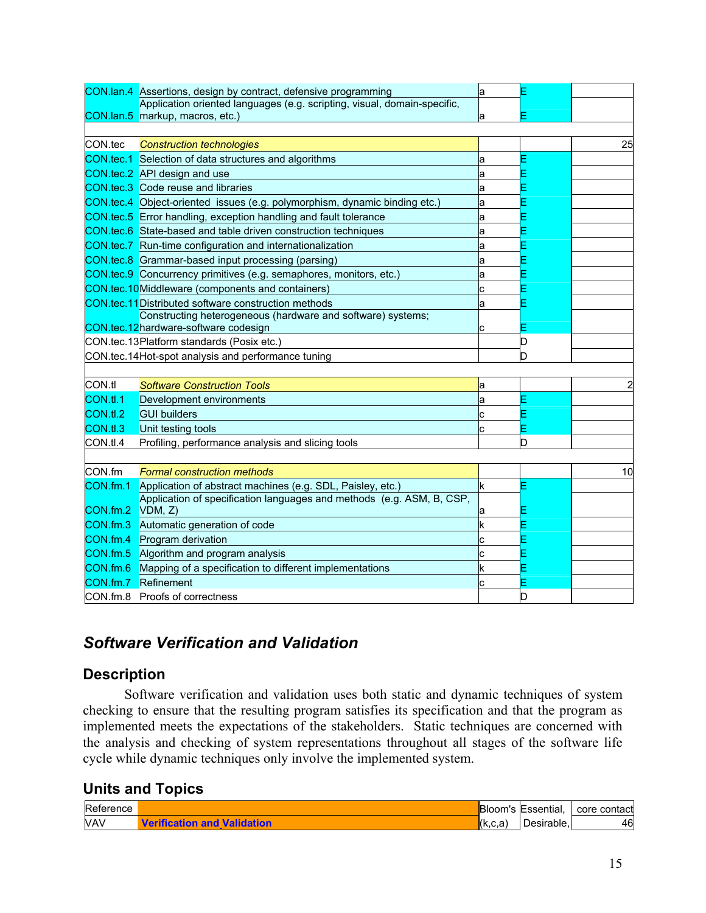| | | | | |
|---|---|---|---|---|
| CON.lan.4 | Assertions, design by contract, defensive programming | a | E | |
| CON.lan.5 | Application oriented languages (e.g. scripting, visual, domain-specific, markup, macros, etc.) | a | E | |
| | | | | |
| CON.tec | *Construction technologies* | | | 25 |
| CON.tec.1 | Selection of data structures and algorithms | a | E | |
| CON.tec.2 | API design and use | a | E | |
| CON.tec.3 | Code reuse and libraries | a | E | |
| CON.tec.4 | Object-oriented issues (e.g. polymorphism, dynamic binding etc.) | a | E | |
| CON.tec.5 | Error handling, exception handling and fault tolerance | a | E | |
| CON.tec.6 | State-based and table driven construction techniques | a | E | |
| CON.tec.7 | Run-time configuration and internationalization | a | E | |
| CON.tec.8 | Grammar-based input processing (parsing) | a | E | |
| CON.tec.9 | Concurrency primitives (e.g. semaphores, monitors, etc.) | a | E | |
| CON.tec.10 | Middleware (components and containers) | c | E | |
| CON.tec.11 | Distributed software construction methods | a | E | |
| CON.tec.12 | Constructing heterogeneous (hardware and software) systems; hardware-software codesign | c | E | |
| CON.tec.13 | Platform standards (Posix etc.) | | D | |
| CON.tec.14 | Hot-spot analysis and performance tuning | | D | |
| | | | | |
| CON.tl | *Software Construction Tools* | a | | 2 |
| CON.tl.1 | Development environments | a | E | |
| CON.tl.2 | GUI builders | c | E | |
| CON.tl.3 | Unit testing tools | c | E | |
| CON.tl.4 | Profiling, performance analysis and slicing tools | | D | |
| | | | | |
| CON.fm | *Formal construction methods* | | | 10 |
| CON.fm.1 | Application of abstract machines (e.g. SDL, Paisley, etc.) | k | E | |
| CON.fm.2 | Application of specification languages and methods (e.g. ASM, B, CSP, VDM, Z) | a | E | |
| CON.fm.3 | Automatic generation of code | k | E | |
| CON.fm.4 | Program derivation | c | E | |
| CON.fm.5 | Algorithm and program analysis | c | E | |
| CON.fm.6 | Mapping of a specification to different implementations | k | E | |
| CON.fm.7 | Refinement | c | E | |
| CON.fm.8 | Proofs of correctness | | D | |

## *Software Verification and Validation*

### Description

Software verification and validation uses both static and dynamic techniques of system checking to ensure that the resulting program satisfies its specification and that the program as implemented meets the expectations of the stakeholders. Static techniques are concerned with the analysis and checking of system representations throughout all stages of the software life cycle while dynamic techniques only involve the implemented system.

### Units and Topics

| Reference | | Bloom's (k,c,a) | Essential, Desirable, | core contact |
|---|---|---|---|---|
| VAV | **Verification and Validation** | | | 46 |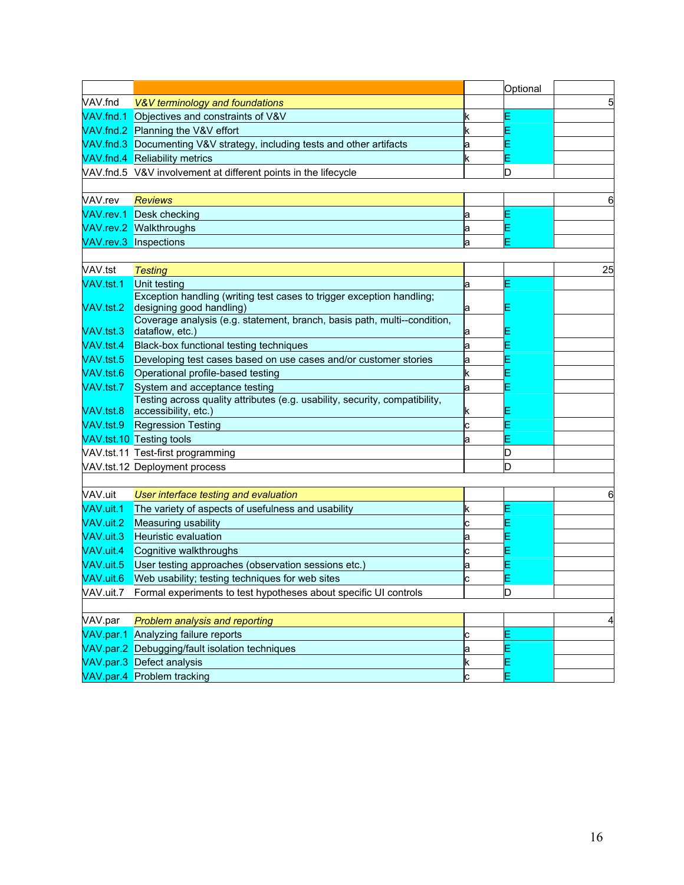| | | | Optional | |
|---|---|---|---|---|
| VAV.fnd | *V&V terminology and foundations* | | | 5 |
| VAV.fnd.1 | Objectives and constraints of V&V | k | E | |
| VAV.fnd.2 | Planning the V&V effort | k | E | |
| VAV.fnd.3 | Documenting V&V strategy, including tests and other artifacts | a | E | |
| VAV.fnd.4 | Reliability metrics | k | E | |
| VAV.fnd.5 | V&V involvement at different points in the lifecycle | | D | |
| | | | | |
| VAV.rev | *Reviews* | | | 6 |
| VAV.rev.1 | Desk checking | a | E | |
| VAV.rev.2 | Walkthroughs | a | E | |
| VAV.rev.3 | Inspections | a | E | |
| | | | | |
| VAV.tst | *Testing* | | | 25 |
| VAV.tst.1 | Unit testing | a | E | |
| VAV.tst.2 | Exception handling (writing test cases to trigger exception handling; designing good handling) | a | E | |
| VAV.tst.3 | Coverage analysis (e.g. statement, branch, basis path, multi--condition, dataflow, etc.) | a | E | |
| VAV.tst.4 | Black-box functional testing techniques | a | E | |
| VAV.tst.5 | Developing test cases based on use cases and/or customer stories | a | E | |
| VAV.tst.6 | Operational profile-based testing | k | E | |
| VAV.tst.7 | System and acceptance testing | a | E | |
| VAV.tst.8 | Testing across quality attributes (e.g. usability, security, compatibility, accessibility, etc.) | k | E | |
| VAV.tst.9 | Regression Testing | c | E | |
| VAV.tst.10 | Testing tools | a | E | |
| VAV.tst.11 | Test-first programming | | D | |
| VAV.tst.12 | Deployment process | | D | |
| | | | | |
| VAV.uit | *User interface testing and evaluation* | | | 6 |
| VAV.uit.1 | The variety of aspects of usefulness and usability | k | E | |
| VAV.uit.2 | Measuring usability | c | E | |
| VAV.uit.3 | Heuristic evaluation | a | E | |
| VAV.uit.4 | Cognitive walkthroughs | c | E | |
| VAV.uit.5 | User testing approaches (observation sessions etc.) | a | E | |
| VAV.uit.6 | Web usability; testing techniques for web sites | c | E | |
| VAV.uit.7 | Formal experiments to test hypotheses about specific UI controls | | D | |
| | | | | |
| VAV.par | *Problem analysis and reporting* | | | 4 |
| VAV.par.1 | Analyzing failure reports | c | E | |
| VAV.par.2 | Debugging/fault isolation techniques | a | E | |
| VAV.par.3 | Defect analysis | k | E | |
| VAV.par.4 | Problem tracking | c | E | |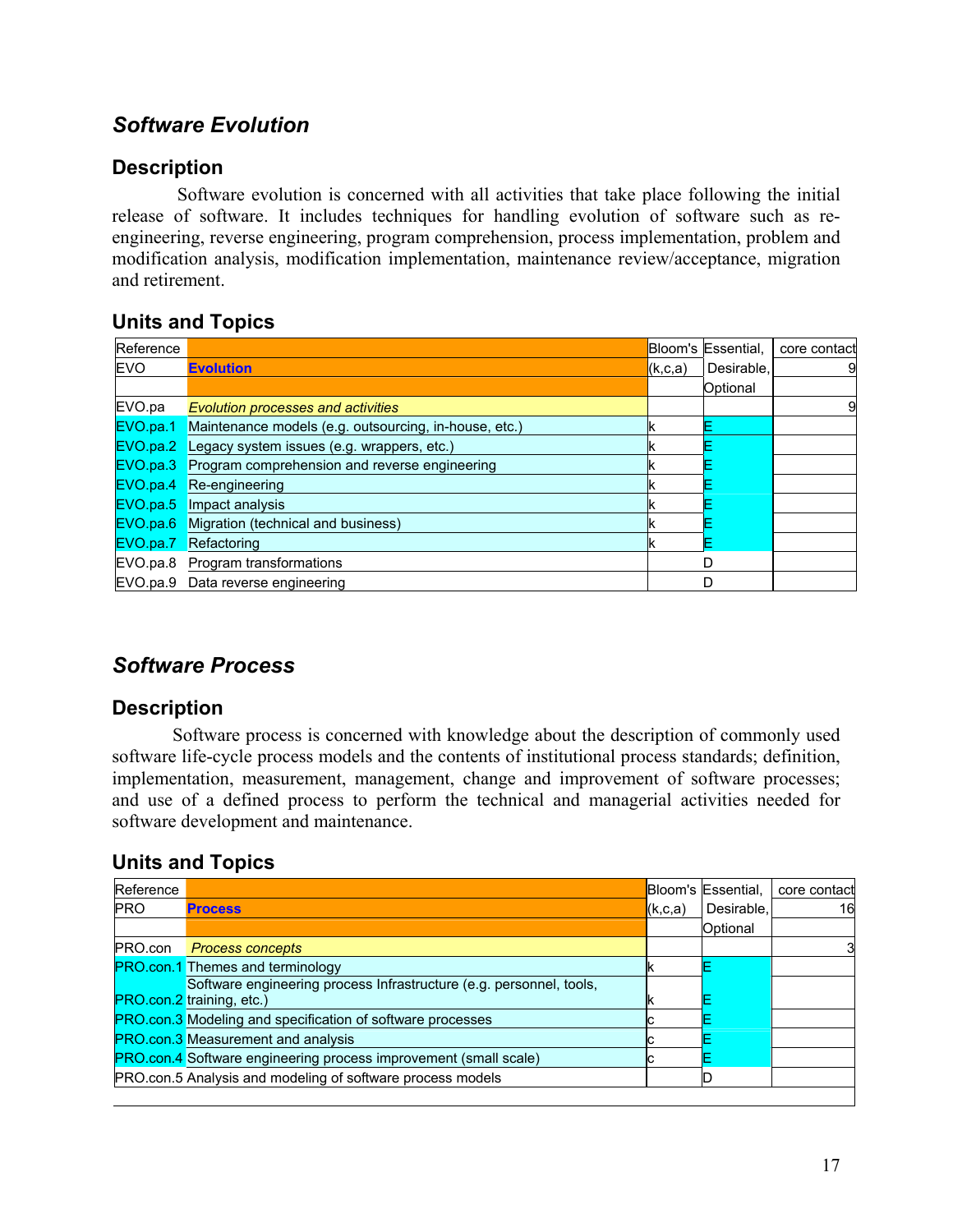## *Software Evolution*

### Description

Software evolution is concerned with all activities that take place following the initial release of software. It includes techniques for handling evolution of software such as re-engineering, reverse engineering, program comprehension, process implementation, problem and modification analysis, modification implementation, maintenance review/acceptance, migration and retirement.

### Units and Topics

| Reference | | Bloom's | Essential, | core contact |
|---|---|---|---|---|
| EVO | **Evolution** | (k,c,a) | Desirable, | 9 |
| | | | Optional | |
| EVO.pa | *Evolution processes and activities* | | | 9 |
| EVO.pa.1 | Maintenance models (e.g. outsourcing, in-house, etc.) | k | E | |
| EVO.pa.2 | Legacy system issues (e.g. wrappers, etc.) | k | E | |
| EVO.pa.3 | Program comprehension and reverse engineering | k | E | |
| EVO.pa.4 | Re-engineering | k | E | |
| EVO.pa.5 | Impact analysis | k | E | |
| EVO.pa.6 | Migration (technical and business) | k | E | |
| EVO.pa.7 | Refactoring | k | E | |
| EVO.pa.8 | Program transformations | | D | |
| EVO.pa.9 | Data reverse engineering | | D | |

## *Software Process*

### Description

Software process is concerned with knowledge about the description of commonly used software life-cycle process models and the contents of institutional process standards; definition, implementation, measurement, management, change and improvement of software processes; and use of a defined process to perform the technical and managerial activities needed for software development and maintenance.

### Units and Topics

| Reference | | Bloom's | Essential, | core contact |
|---|---|---|---|---|
| PRO | **Process** | (k,c,a) | Desirable, | 16 |
| | | | Optional | |
| PRO.con | *Process concepts* | | | 3 |
| PRO.con.1 | Themes and terminology | k | E | |
| PRO.con.2 | Software engineering process Infrastructure (e.g. personnel, tools, training, etc.) | k | E | |
| PRO.con.3 | Modeling and specification of software processes | c | E | |
| PRO.con.3 | Measurement and analysis | c | E | |
| PRO.con.4 | Software engineering process improvement (small scale) | c | E | |
| PRO.con.5 | Analysis and modeling of software process models | | D | |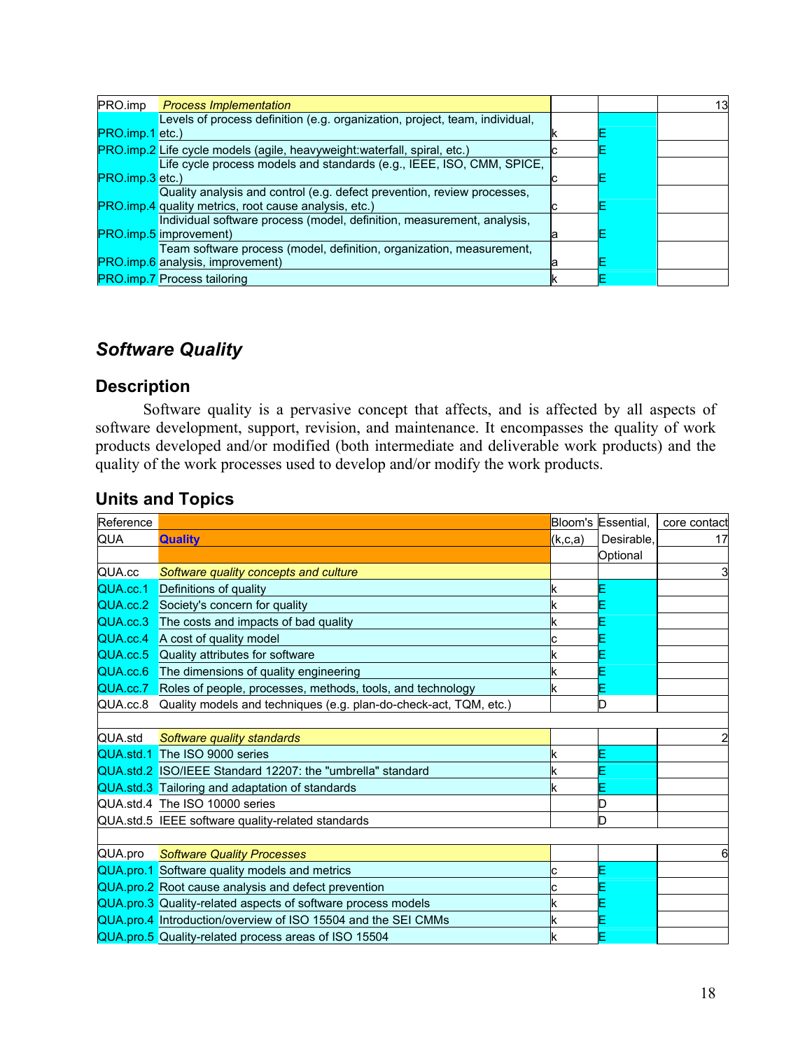| PRO.imp | Process Implementation | | | 13 |
|---|---|---|---|---|
| PRO.imp.1 | Levels of process definition (e.g. organization, project, team, individual, etc.) | k | E | |
| PRO.imp.2 | Life cycle models (agile, heavyweight:waterfall, spiral, etc.) | c | E | |
| PRO.imp.3 | Life cycle process models and standards (e.g., IEEE, ISO, CMM, SPICE, etc.) | c | E | |
| PRO.imp.4 | Quality analysis and control (e.g. defect prevention, review processes, quality metrics, root cause analysis, etc.) | c | E | |
| PRO.imp.5 | Individual software process (model, definition, measurement, analysis, improvement) | a | E | |
| PRO.imp.6 | Team software process (model, definition, organization, measurement, analysis, improvement) | a | E | |
| PRO.imp.7 | Process tailoring | k | E | |

## *Software Quality*

### Description

Software quality is a pervasive concept that affects, and is affected by all aspects of software development, support, revision, and maintenance. It encompasses the quality of work products developed and/or modified (both intermediate and deliverable work products) and the quality of the work processes used to develop and/or modify the work products.

### Units and Topics

| Reference | | Bloom's | Essential, | core contact |
|---|---|---|---|---|
| QUA | **Quality** | (k,c,a) | Desirable, | 17 |
| | | | Optional | |
| QUA.cc | *Software quality concepts and culture* | | | 3 |
| QUA.cc.1 | Definitions of quality | k | E | |
| QUA.cc.2 | Society's concern for quality | k | E | |
| QUA.cc.3 | The costs and impacts of bad quality | k | E | |
| QUA.cc.4 | A cost of quality model | c | E | |
| QUA.cc.5 | Quality attributes for software | k | E | |
| QUA.cc.6 | The dimensions of quality engineering | k | E | |
| QUA.cc.7 | Roles of people, processes, methods, tools, and technology | k | E | |
| QUA.cc.8 | Quality models and techniques (e.g. plan-do-check-act, TQM, etc.) | | D | |
| | | | | |
| QUA.std | *Software quality standards* | | | 2 |
| QUA.std.1 | The ISO 9000 series | k | E | |
| QUA.std.2 | ISO/IEEE Standard 12207: the "umbrella" standard | k | E | |
| QUA.std.3 | Tailoring and adaptation of standards | k | E | |
| QUA.std.4 | The ISO 10000 series | | D | |
| QUA.std.5 | IEEE software quality-related standards | | D | |
| | | | | |
| QUA.pro | *Software Quality Processes* | | | 6 |
| QUA.pro.1 | Software quality models and metrics | c | E | |
| QUA.pro.2 | Root cause analysis and defect prevention | c | E | |
| QUA.pro.3 | Quality-related aspects of software process models | k | E | |
| QUA.pro.4 | Introduction/overview of ISO 15504 and the SEI CMMs | k | E | |
| QUA.pro.5 | Quality-related process areas of ISO 15504 | k | E | |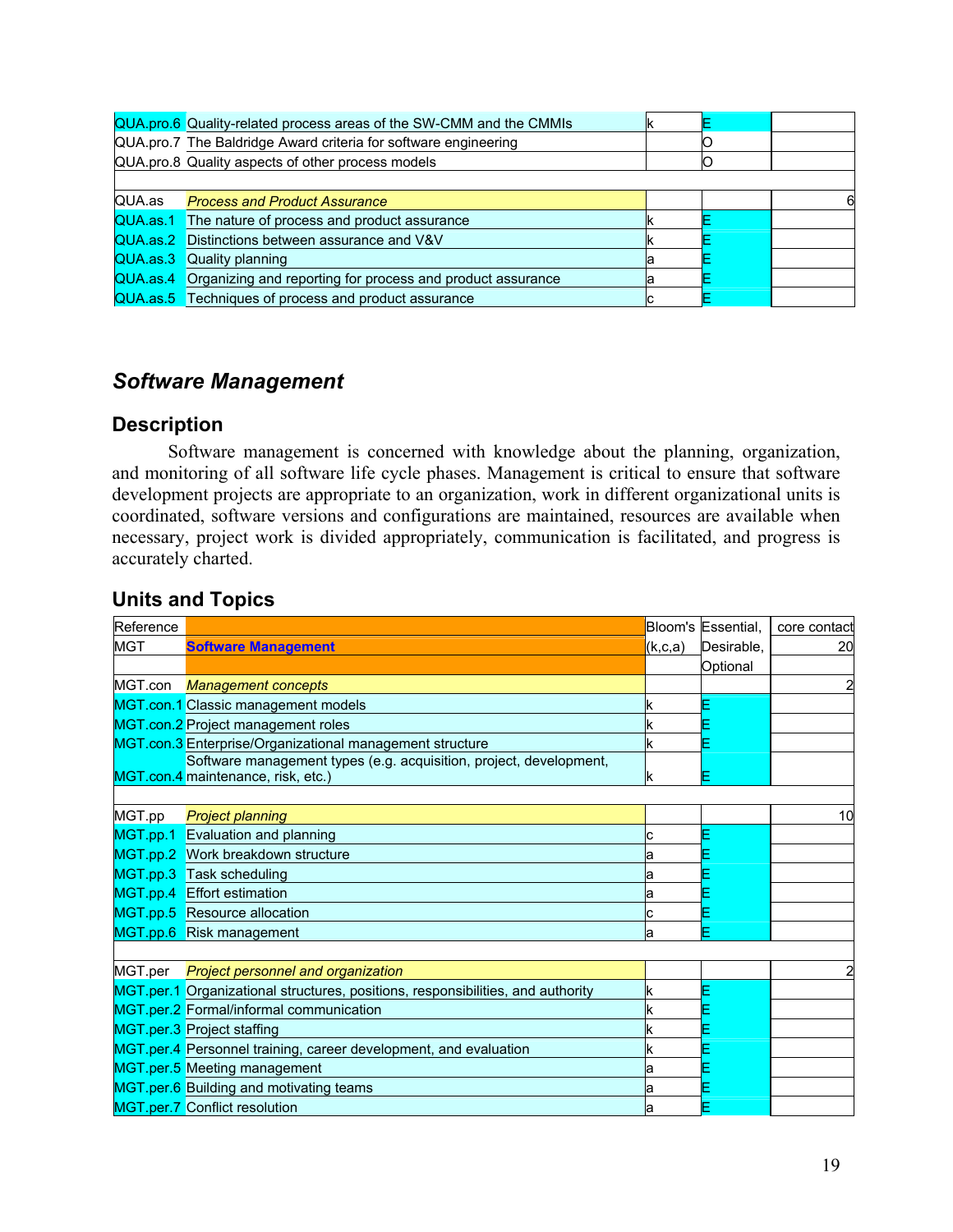| | | | | |
|---|---|---|---|---|
| QUA.pro.6 | Quality-related process areas of the SW-CMM and the CMMIs | k | E | |
| QUA.pro.7 | The Baldridge Award criteria for software engineering | | O | |
| QUA.pro.8 | Quality aspects of other process models | | O | |
| | | | | |
| QUA.as | *Process and Product Assurance* | | | 6 |
| QUA.as.1 | The nature of process and product assurance | k | E | |
| QUA.as.2 | Distinctions between assurance and V&V | k | E | |
| QUA.as.3 | Quality planning | a | E | |
| QUA.as.4 | Organizing and reporting for process and product assurance | a | E | |
| QUA.as.5 | Techniques of process and product assurance | c | E | |

## *Software Management*

### Description

Software management is concerned with knowledge about the planning, organization, and monitoring of all software life cycle phases. Management is critical to ensure that software development projects are appropriate to an organization, work in different organizational units is coordinated, software versions and configurations are maintained, resources are available when necessary, project work is divided appropriately, communication is facilitated, and progress is accurately charted.

### Units and Topics

| Reference | | Bloom's (k,c,a) | Essential, Desirable, Optional | core contact |
|---|---|---|---|---|
| MGT | **Software Management** | | | 20 |
| MGT.con | *Management concepts* | | | 2 |
| MGT.con.1 | Classic management models | k | E | |
| MGT.con.2 | Project management roles | k | E | |
| MGT.con.3 | Enterprise/Organizational management structure | k | E | |
| MGT.con.4 | Software management types (e.g. acquisition, project, development, maintenance, risk, etc.) | k | E | |
| | | | | |
| MGT.pp | *Project planning* | | | 10 |
| MGT.pp.1 | Evaluation and planning | c | E | |
| MGT.pp.2 | Work breakdown structure | a | E | |
| MGT.pp.3 | Task scheduling | a | E | |
| MGT.pp.4 | Effort estimation | a | E | |
| MGT.pp.5 | Resource allocation | c | E | |
| MGT.pp.6 | Risk management | a | E | |
| | | | | |
| MGT.per | *Project personnel and organization* | | | 2 |
| MGT.per.1 | Organizational structures, positions, responsibilities, and authority | k | E | |
| MGT.per.2 | Formal/informal communication | k | E | |
| MGT.per.3 | Project staffing | k | E | |
| MGT.per.4 | Personnel training, career development, and evaluation | k | E | |
| MGT.per.5 | Meeting management | a | E | |
| MGT.per.6 | Building and motivating teams | a | E | |
| MGT.per.7 | Conflict resolution | a | E | |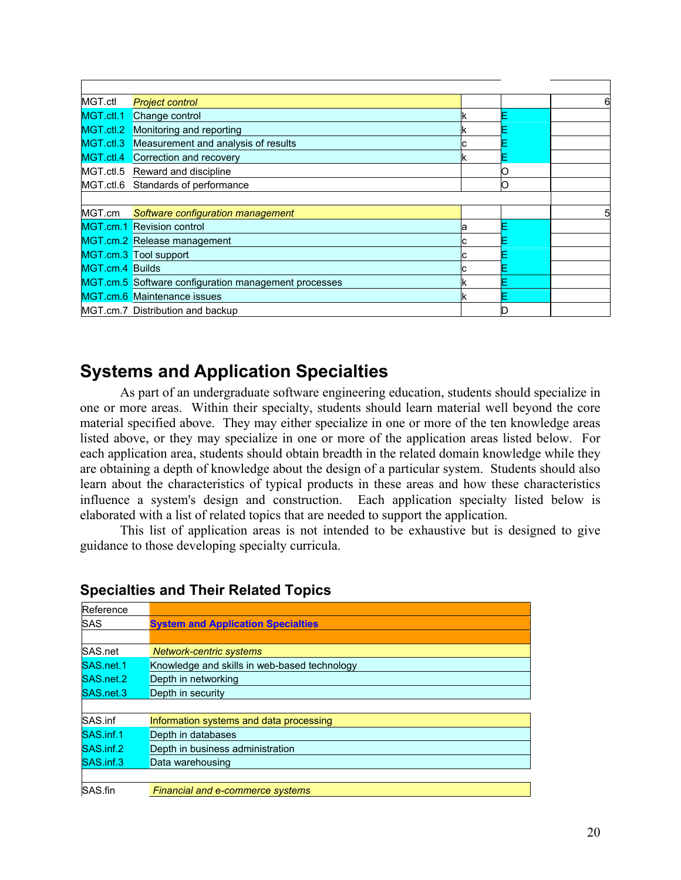| | | | | |
|---|---|---|---|---|
| MGT.ctl | *Project control* | | | 6 |
| MGT.ctl.1 | Change control | k | E | |
| MGT.ctl.2 | Monitoring and reporting | k | E | |
| MGT.ctl.3 | Measurement and analysis of results | c | E | |
| MGT.ctl.4 | Correction and recovery | k | E | |
| MGT.ctl.5 | Reward and discipline | | O | |
| MGT.ctl.6 | Standards of performance | | O | |
| | | | | |
| MGT.cm | *Software configuration management* | | | 5 |
| MGT.cm.1 | Revision control | a | E | |
| MGT.cm.2 | Release management | c | E | |
| MGT.cm.3 | Tool support | c | E | |
| MGT.cm.4 | Builds | c | E | |
| MGT.cm.5 | Software configuration management processes | k | E | |
| MGT.cm.6 | Maintenance issues | k | E | |
| MGT.cm.7 | Distribution and backup | | D | |

## Systems and Application Specialties

As part of an undergraduate software engineering education, students should specialize in one or more areas. Within their specialty, students should learn material well beyond the core material specified above. They may either specialize in one or more of the ten knowledge areas listed above, or they may specialize in one or more of the application areas listed below. For each application area, students should obtain breadth in the related domain knowledge while they are obtaining a depth of knowledge about the design of a particular system. Students should also learn about the characteristics of typical products in these areas and how these characteristics influence a system's design and construction. Each application specialty listed below is elaborated with a list of related topics that are needed to support the application.

This list of application areas is not intended to be exhaustive but is designed to give guidance to those developing specialty curricula.

### Specialties and Their Related Topics

| Reference | |
|---|---|
| SAS | **System and Application Specialties** |
| | |
| SAS.net | *Network-centric systems* |
| SAS.net.1 | Knowledge and skills in web-based technology |
| SAS.net.2 | Depth in networking |
| SAS.net.3 | Depth in security |
| | |
| SAS.inf | Information systems and data processing |
| SAS.inf.1 | Depth in databases |
| SAS.inf.2 | Depth in business administration |
| SAS.inf.3 | Data warehousing |
| | |
| SAS.fin | *Financial and e-commerce systems* |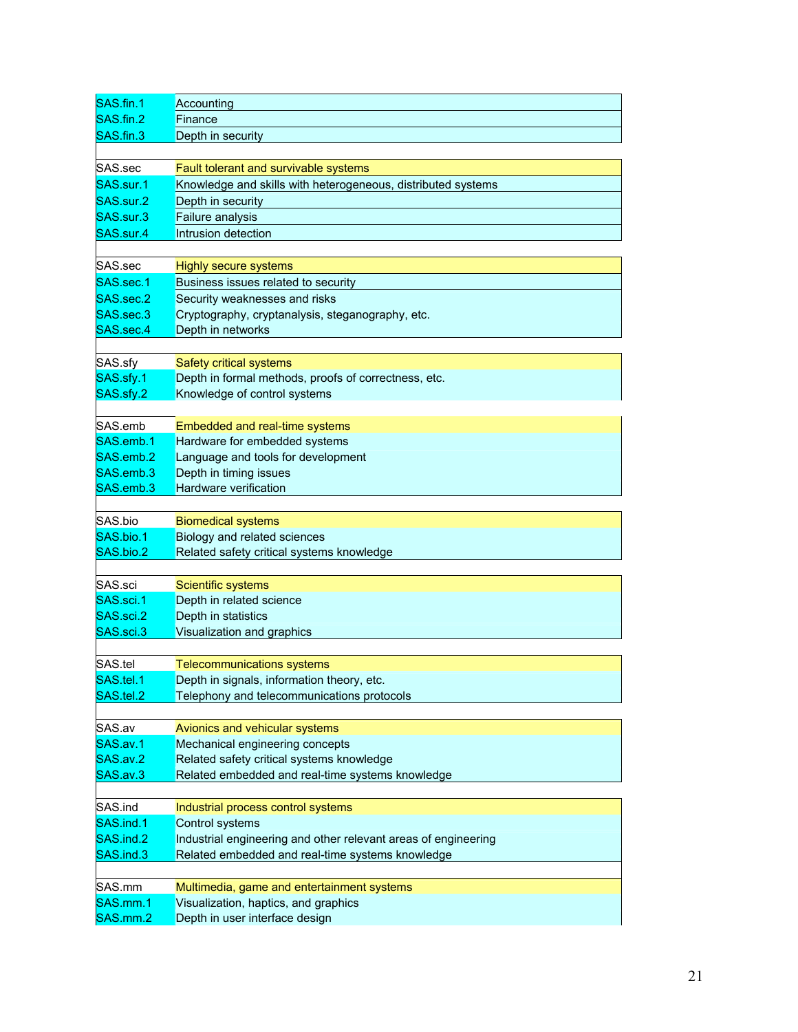| | |
|---|---|
| SAS.fin.1 | Accounting |
| SAS.fin.2 | Finance |
| SAS.fin.3 | Depth in security |

| | |
|---|---|
| SAS.sec | Fault tolerant and survivable systems |
| SAS.sur.1 | Knowledge and skills with heterogeneous, distributed systems |
| SAS.sur.2 | Depth in security |
| SAS.sur.3 | Failure analysis |
| SAS.sur.4 | Intrusion detection |

| | |
|---|---|
| SAS.sec | Highly secure systems |
| SAS.sec.1 | Business issues related to security |
| SAS.sec.2 | Security weaknesses and risks |
| SAS.sec.3 | Cryptography, cryptanalysis, steganography, etc. |
| SAS.sec.4 | Depth in networks |

| | |
|---|---|
| SAS.sfy | Safety critical systems |
| SAS.sfy.1 | Depth in formal methods, proofs of correctness, etc. |
| SAS.sfy.2 | Knowledge of control systems |

| | |
|---|---|
| SAS.emb | Embedded and real-time systems |
| SAS.emb.1 | Hardware for embedded systems |
| SAS.emb.2 | Language and tools for development |
| SAS.emb.3 | Depth in timing issues |
| SAS.emb.3 | Hardware verification |

| | |
|---|---|
| SAS.bio | Biomedical systems |
| SAS.bio.1 | Biology and related sciences |
| SAS.bio.2 | Related safety critical systems knowledge |

| | |
|---|---|
| SAS.sci | Scientific systems |
| SAS.sci.1 | Depth in related science |
| SAS.sci.2 | Depth in statistics |
| SAS.sci.3 | Visualization and graphics |

| | |
|---|---|
| SAS.tel | Telecommunications systems |
| SAS.tel.1 | Depth in signals, information theory, etc. |
| SAS.tel.2 | Telephony and telecommunications protocols |

| | |
|---|---|
| SAS.av | Avionics and vehicular systems |
| SAS.av.1 | Mechanical engineering concepts |
| SAS.av.2 | Related safety critical systems knowledge |
| SAS.av.3 | Related embedded and real-time systems knowledge |

| | |
|---|---|
| SAS.ind | Industrial process control systems |
| SAS.ind.1 | Control systems |
| SAS.ind.2 | Industrial engineering and other relevant areas of engineering |
| SAS.ind.3 | Related embedded and real-time systems knowledge |

| | |
|---|---|
| SAS.mm | Multimedia, game and entertainment systems |
| SAS.mm.1 | Visualization, haptics, and graphics |
| SAS.mm.2 | Depth in user interface design |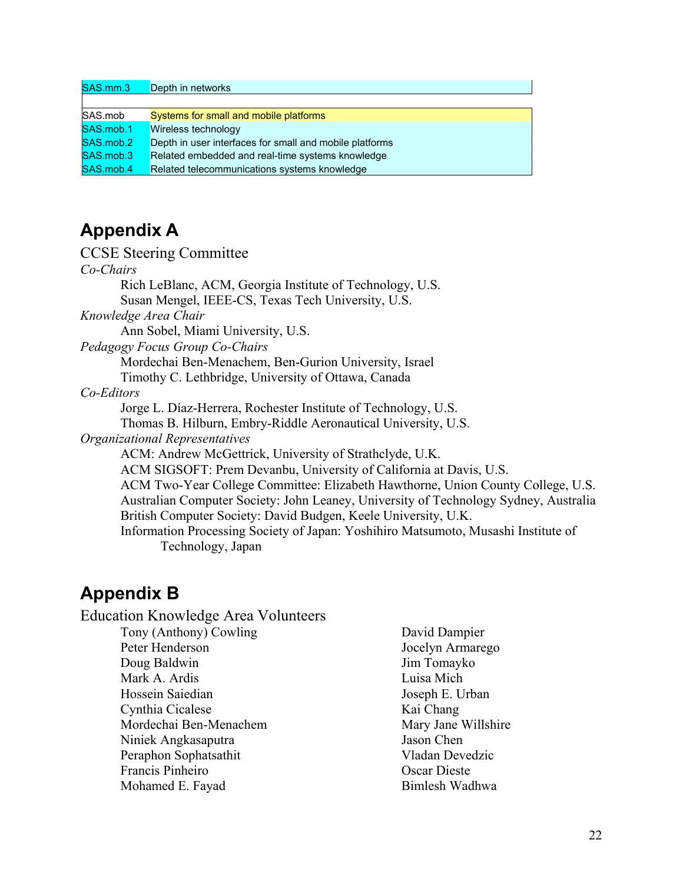| | |
|---|---|
| SAS.mm.3 | Depth in networks |

| | |
|---|---|
| SAS.mob | Systems for small and mobile platforms |
| SAS.mob.1 | Wireless technology |
| SAS.mob.2 | Depth in user interfaces for small and mobile platforms |
| SAS.mob.3 | Related embedded and real-time systems knowledge |
| SAS.mob.4 | Related telecommunications systems knowledge |

# Appendix A

## CCSE Steering Committee

*Co-Chairs*

Rich LeBlanc, ACM, Georgia Institute of Technology, U.S.
Susan Mengel, IEEE-CS, Texas Tech University, U.S.

*Knowledge Area Chair*

Ann Sobel, Miami University, U.S.

*Pedagogy Focus Group Co-Chairs*

Mordechai Ben-Menachem, Ben-Gurion University, Israel
Timothy C. Lethbridge, University of Ottawa, Canada

*Co-Editors*

Jorge L. Díaz-Herrera, Rochester Institute of Technology, U.S.
Thomas B. Hilburn, Embry-Riddle Aeronautical University, U.S.

*Organizational Representatives*

ACM: Andrew McGettrick, University of Strathclyde, U.K.
ACM SIGSOFT: Prem Devanbu, University of California at Davis, U.S.
ACM Two-Year College Committee: Elizabeth Hawthorne, Union County College, U.S.
Australian Computer Society: John Leaney, University of Technology Sydney, Australia
British Computer Society: David Budgen, Keele University, U.K.
Information Processing Society of Japan: Yoshihiro Matsumoto, Musashi Institute of Technology, Japan

# Appendix B

## Education Knowledge Area Volunteers

Tony (Anthony) Cowling
Peter Henderson
Doug Baldwin
Mark A. Ardis
Hossein Saiedian
Cynthia Cicalese
Mordechai Ben-Menachem
Niniek Angkasaputra
Peraphon Sophatsathit
Francis Pinheiro
Mohamed E. Fayad
David Dampier
Jocelyn Armarego
Jim Tomayko
Luisa Mich
Joseph E. Urban
Kai Chang
Mary Jane Willshire
Jason Chen
Vladan Devedzic
Oscar Dieste
Bimlesh Wadhwa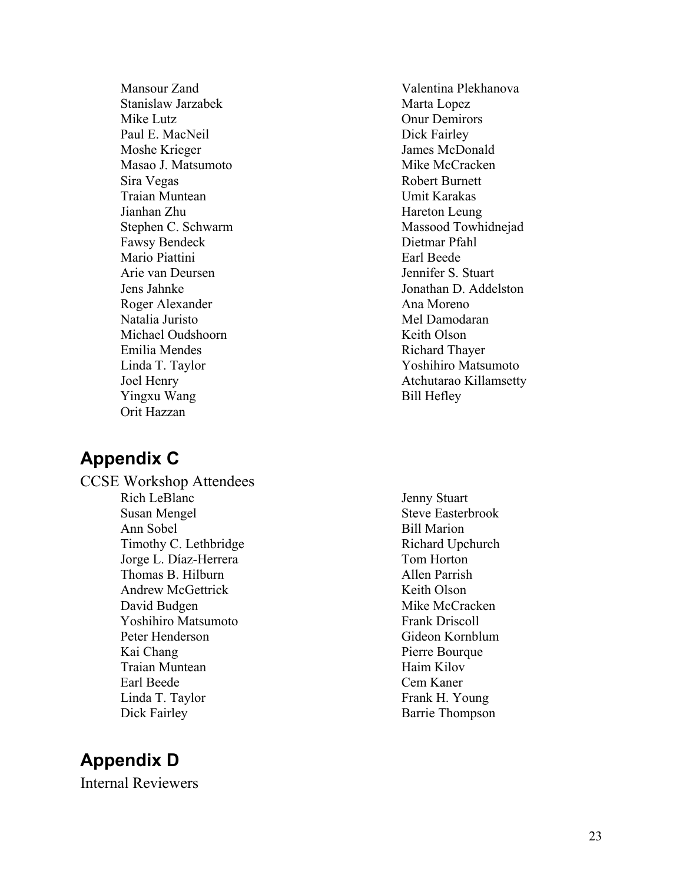Mansour Zand
Stanislaw Jarzabek
Mike Lutz
Paul E. MacNeil
Moshe Krieger
Masao J. Matsumoto
Sira Vegas
Traian Muntean
Jianhan Zhu
Stephen C. Schwarm
Fawsy Bendeck
Mario Piattini
Arie van Deursen
Jens Jahnke
Roger Alexander
Natalia Juristo
Michael Oudshoorn
Emilia Mendes
Linda T. Taylor
Joel Henry
Yingxu Wang
Orit Hazzan
Valentina Plekhanova
Marta Lopez
Onur Demirors
Dick Fairley
James McDonald
Mike McCracken
Robert Burnett
Umit Karakas
Hareton Leung
Massood Towhidnejad
Dietmar Pfahl
Earl Beede
Jennifer S. Stuart
Jonathan D. Addelston
Ana Moreno
Mel Damodaran
Keith Olson
Richard Thayer
Yoshihiro Matsumoto
Atchutarao Killamsetty
Bill Hefley

## Appendix C

CCSE Workshop Attendees

Rich LeBlanc
Susan Mengel
Ann Sobel
Timothy C. Lethbridge
Jorge L. Díaz-Herrera
Thomas B. Hilburn
Andrew McGettrick
David Budgen
Yoshihiro Matsumoto
Peter Henderson
Kai Chang
Traian Muntean
Earl Beede
Linda T. Taylor
Dick Fairley
Jenny Stuart
Steve Easterbrook
Bill Marion
Richard Upchurch
Tom Horton
Allen Parrish
Keith Olson
Mike McCracken
Frank Driscoll
Gideon Kornblum
Pierre Bourque
Haim Kilov
Cem Kaner
Frank H. Young
Barrie Thompson

## Appendix D

Internal Reviewers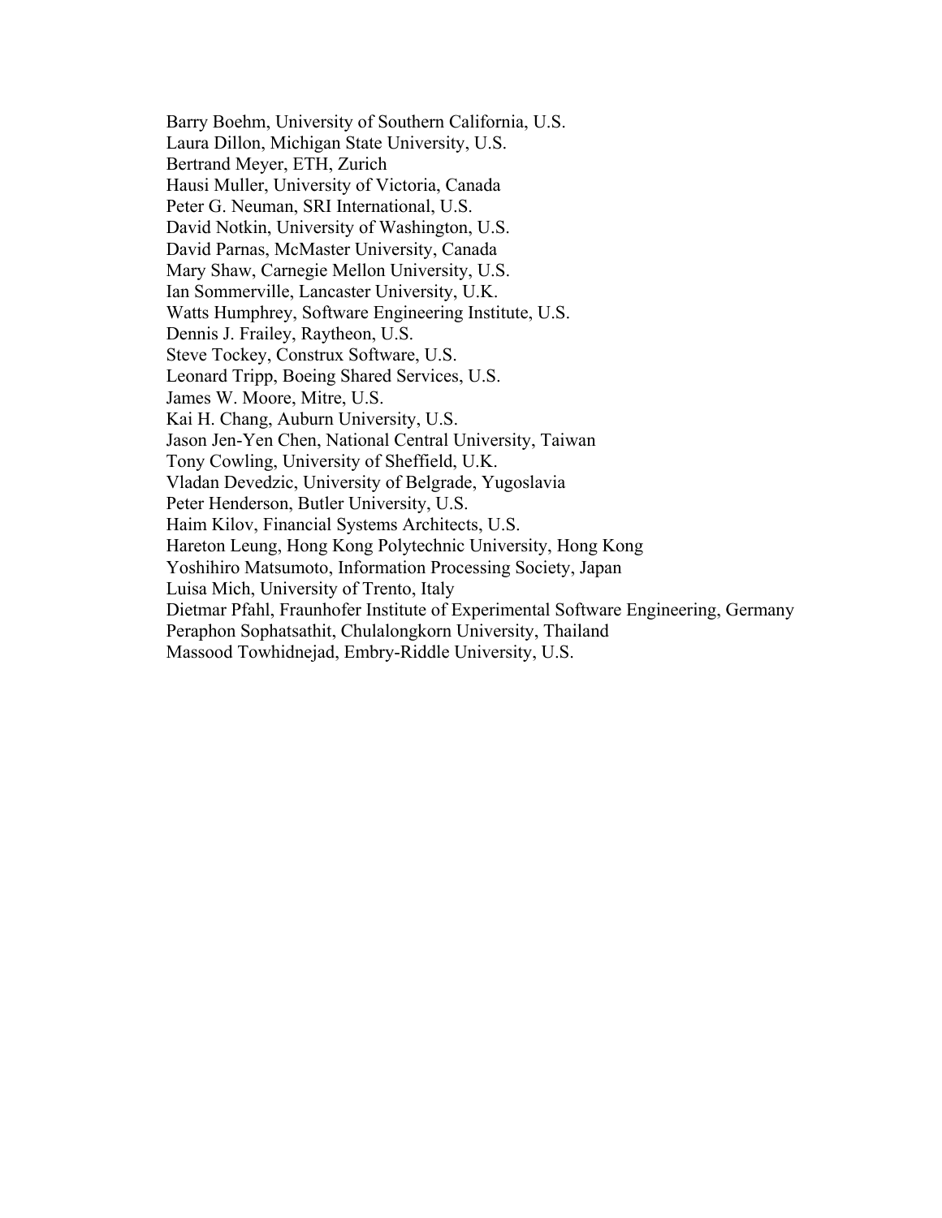Barry Boehm, University of Southern California, U.S.
Laura Dillon, Michigan State University, U.S.
Bertrand Meyer, ETH, Zurich
Hausi Muller, University of Victoria, Canada
Peter G. Neuman, SRI International, U.S.
David Notkin, University of Washington, U.S.
David Parnas, McMaster University, Canada
Mary Shaw, Carnegie Mellon University, U.S.
Ian Sommerville, Lancaster University, U.K.
Watts Humphrey, Software Engineering Institute, U.S.
Dennis J. Frailey, Raytheon, U.S.
Steve Tockey, Construx Software, U.S.
Leonard Tripp, Boeing Shared Services, U.S.
James W. Moore, Mitre, U.S.
Kai H. Chang, Auburn University, U.S.
Jason Jen-Yen Chen, National Central University, Taiwan
Tony Cowling, University of Sheffield, U.K.
Vladan Devedzic, University of Belgrade, Yugoslavia
Peter Henderson, Butler University, U.S.
Haim Kilov, Financial Systems Architects, U.S.
Hareton Leung, Hong Kong Polytechnic University, Hong Kong
Yoshihiro Matsumoto, Information Processing Society, Japan
Luisa Mich, University of Trento, Italy
Dietmar Pfahl, Fraunhofer Institute of Experimental Software Engineering, Germany
Peraphon Sophatsathit, Chulalongkorn University, Thailand
Massood Towhidnejad, Embry-Riddle University, U.S.